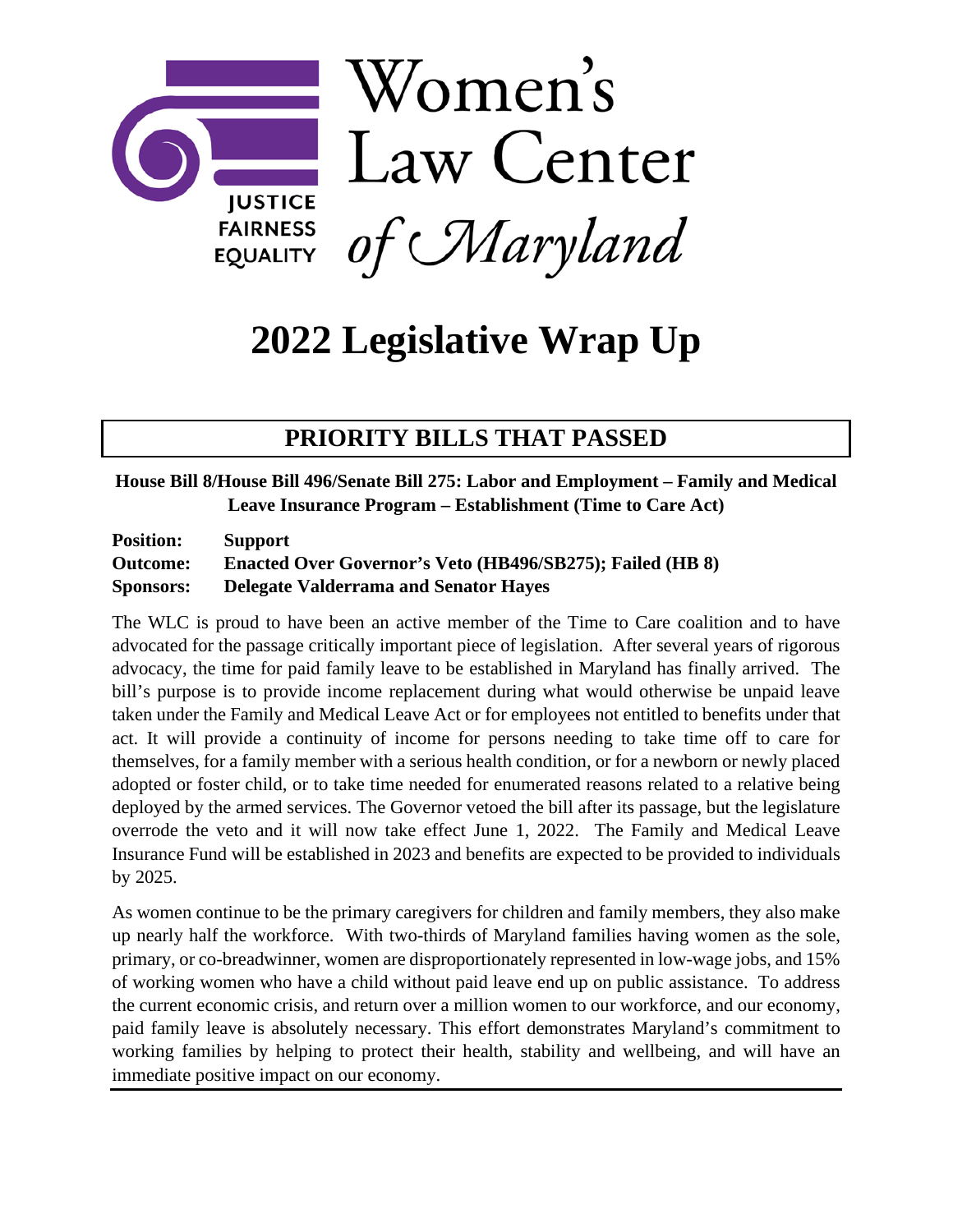Women's Law Center of Maryland

JUSTICE
FAIRNESS
EQUALITY

# 2022 Legislative Wrap Up

## PRIORITY BILLS THAT PASSED

### House Bill 8/House Bill 496/Senate Bill 275: Labor and Employment – Family and Medical Leave Insurance Program – Establishment (Time to Care Act)

**Position:** **Support**
**Outcome:** **Enacted Over Governor's Veto (HB496/SB275); Failed (HB 8)**
**Sponsors:** **Delegate Valderrama and Senator Hayes**

The WLC is proud to have been an active member of the Time to Care coalition and to have advocated for the passage critically important piece of legislation. After several years of rigorous advocacy, the time for paid family leave to be established in Maryland has finally arrived. The bill's purpose is to provide income replacement during what would otherwise be unpaid leave taken under the Family and Medical Leave Act or for employees not entitled to benefits under that act. It will provide a continuity of income for persons needing to take time off to care for themselves, for a family member with a serious health condition, or for a newborn or newly placed adopted or foster child, or to take time needed for enumerated reasons related to a relative being deployed by the armed services. The Governor vetoed the bill after its passage, but the legislature overrode the veto and it will now take effect June 1, 2022. The Family and Medical Leave Insurance Fund will be established in 2023 and benefits are expected to be provided to individuals by 2025.

As women continue to be the primary caregivers for children and family members, they also make up nearly half the workforce. With two-thirds of Maryland families having women as the sole, primary, or co-breadwinner, women are disproportionately represented in low-wage jobs, and 15% of working women who have a child without paid leave end up on public assistance. To address the current economic crisis, and return over a million women to our workforce, and our economy, paid family leave is absolutely necessary. This effort demonstrates Maryland's commitment to working families by helping to protect their health, stability and wellbeing, and will have an immediate positive impact on our economy.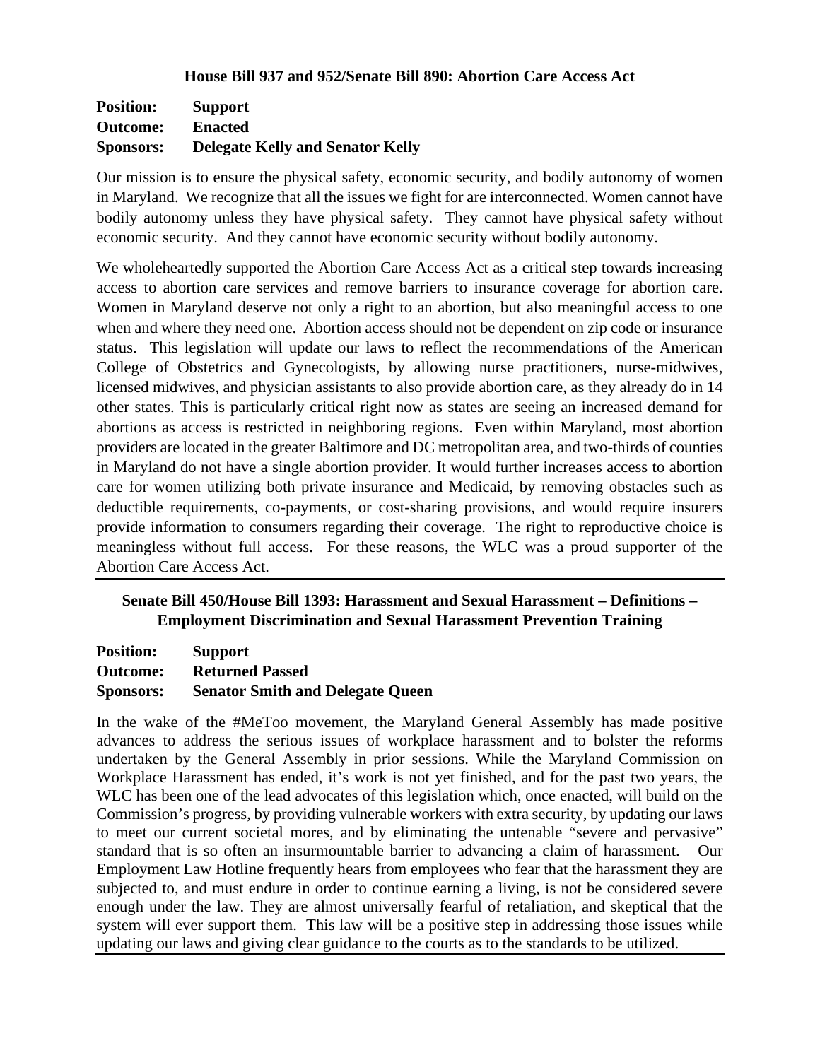### House Bill 937 and 952/Senate Bill 890: Abortion Care Access Act

**Position:** **Support**
**Outcome:** **Enacted**
**Sponsors:** **Delegate Kelly and Senator Kelly**

Our mission is to ensure the physical safety, economic security, and bodily autonomy of women in Maryland. We recognize that all the issues we fight for are interconnected. Women cannot have bodily autonomy unless they have physical safety. They cannot have physical safety without economic security. And they cannot have economic security without bodily autonomy.

We wholeheartedly supported the Abortion Care Access Act as a critical step towards increasing access to abortion care services and remove barriers to insurance coverage for abortion care. Women in Maryland deserve not only a right to an abortion, but also meaningful access to one when and where they need one. Abortion access should not be dependent on zip code or insurance status. This legislation will update our laws to reflect the recommendations of the American College of Obstetrics and Gynecologists, by allowing nurse practitioners, nurse-midwives, licensed midwives, and physician assistants to also provide abortion care, as they already do in 14 other states. This is particularly critical right now as states are seeing an increased demand for abortions as access is restricted in neighboring regions. Even within Maryland, most abortion providers are located in the greater Baltimore and DC metropolitan area, and two-thirds of counties in Maryland do not have a single abortion provider. It would further increases access to abortion care for women utilizing both private insurance and Medicaid, by removing obstacles such as deductible requirements, co-payments, or cost-sharing provisions, and would require insurers provide information to consumers regarding their coverage. The right to reproductive choice is meaningless without full access. For these reasons, the WLC was a proud supporter of the Abortion Care Access Act.

---

### Senate Bill 450/House Bill 1393: Harassment and Sexual Harassment – Definitions – Employment Discrimination and Sexual Harassment Prevention Training

**Position:** **Support**
**Outcome:** **Returned Passed**
**Sponsors:** **Senator Smith and Delegate Queen**

In the wake of the #MeToo movement, the Maryland General Assembly has made positive advances to address the serious issues of workplace harassment and to bolster the reforms undertaken by the General Assembly in prior sessions. While the Maryland Commission on Workplace Harassment has ended, it's work is not yet finished, and for the past two years, the WLC has been one of the lead advocates of this legislation which, once enacted, will build on the Commission's progress, by providing vulnerable workers with extra security, by updating our laws to meet our current societal mores, and by eliminating the untenable "severe and pervasive" standard that is so often an insurmountable barrier to advancing a claim of harassment. Our Employment Law Hotline frequently hears from employees who fear that the harassment they are subjected to, and must endure in order to continue earning a living, is not be considered severe enough under the law. They are almost universally fearful of retaliation, and skeptical that the system will ever support them. This law will be a positive step in addressing those issues while updating our laws and giving clear guidance to the courts as to the standards to be utilized.

---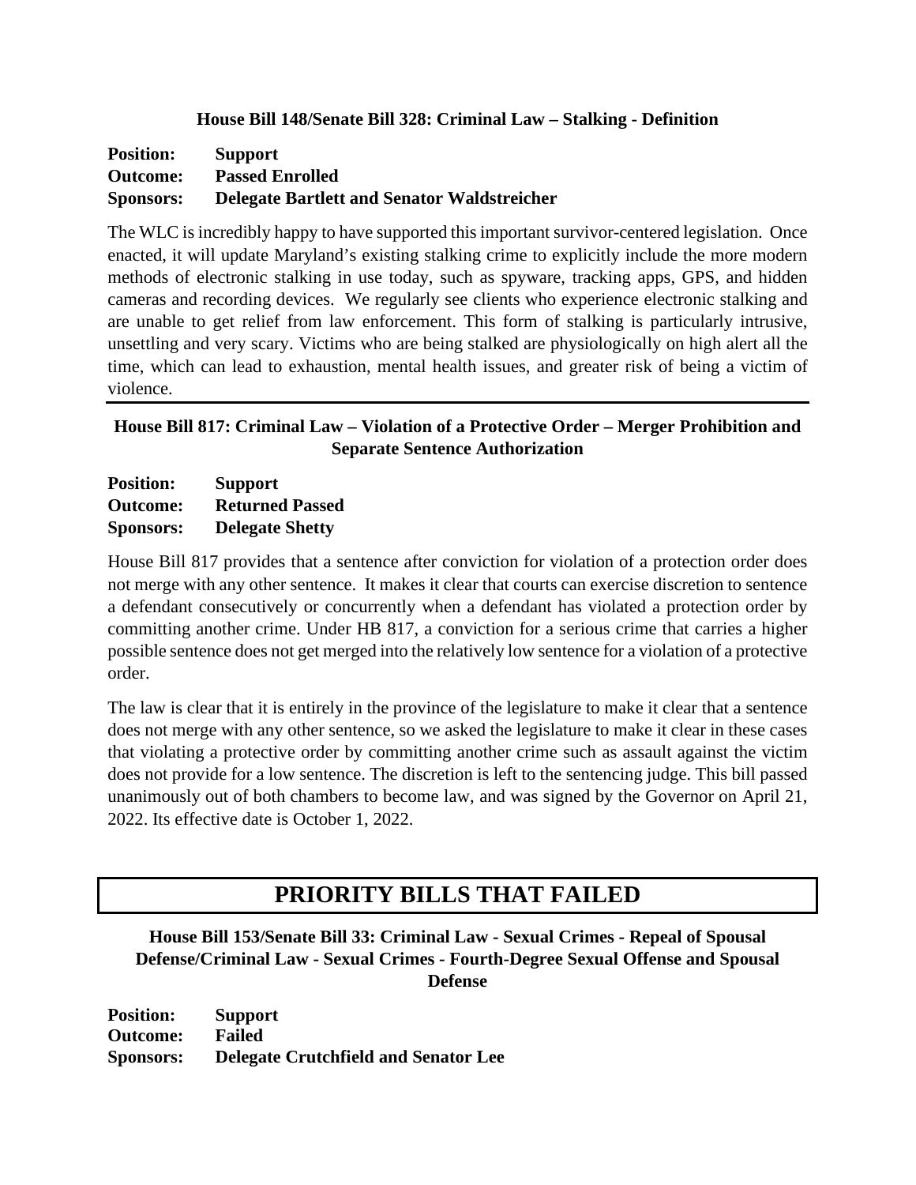### House Bill 148/Senate Bill 328: Criminal Law – Stalking - Definition

**Position:** Support
**Outcome:** Passed Enrolled
**Sponsors:** Delegate Bartlett and Senator Waldstreicher

The WLC is incredibly happy to have supported this important survivor-centered legislation. Once enacted, it will update Maryland's existing stalking crime to explicitly include the more modern methods of electronic stalking in use today, such as spyware, tracking apps, GPS, and hidden cameras and recording devices. We regularly see clients who experience electronic stalking and are unable to get relief from law enforcement. This form of stalking is particularly intrusive, unsettling and very scary. Victims who are being stalked are physiologically on high alert all the time, which can lead to exhaustion, mental health issues, and greater risk of being a victim of violence.

---

### House Bill 817: Criminal Law – Violation of a Protective Order – Merger Prohibition and Separate Sentence Authorization

**Position:** Support
**Outcome:** Returned Passed
**Sponsors:** Delegate Shetty

House Bill 817 provides that a sentence after conviction for violation of a protection order does not merge with any other sentence. It makes it clear that courts can exercise discretion to sentence a defendant consecutively or concurrently when a defendant has violated a protection order by committing another crime. Under HB 817, a conviction for a serious crime that carries a higher possible sentence does not get merged into the relatively low sentence for a violation of a protective order.

The law is clear that it is entirely in the province of the legislature to make it clear that a sentence does not merge with any other sentence, so we asked the legislature to make it clear in these cases that violating a protective order by committing another crime such as assault against the victim does not provide for a low sentence. The discretion is left to the sentencing judge. This bill passed unanimously out of both chambers to become law, and was signed by the Governor on April 21, 2022. Its effective date is October 1, 2022.

## PRIORITY BILLS THAT FAILED

### House Bill 153/Senate Bill 33: Criminal Law - Sexual Crimes - Repeal of Spousal Defense/Criminal Law - Sexual Crimes - Fourth-Degree Sexual Offense and Spousal Defense

**Position:** Support
**Outcome:** Failed
**Sponsors:** Delegate Crutchfield and Senator Lee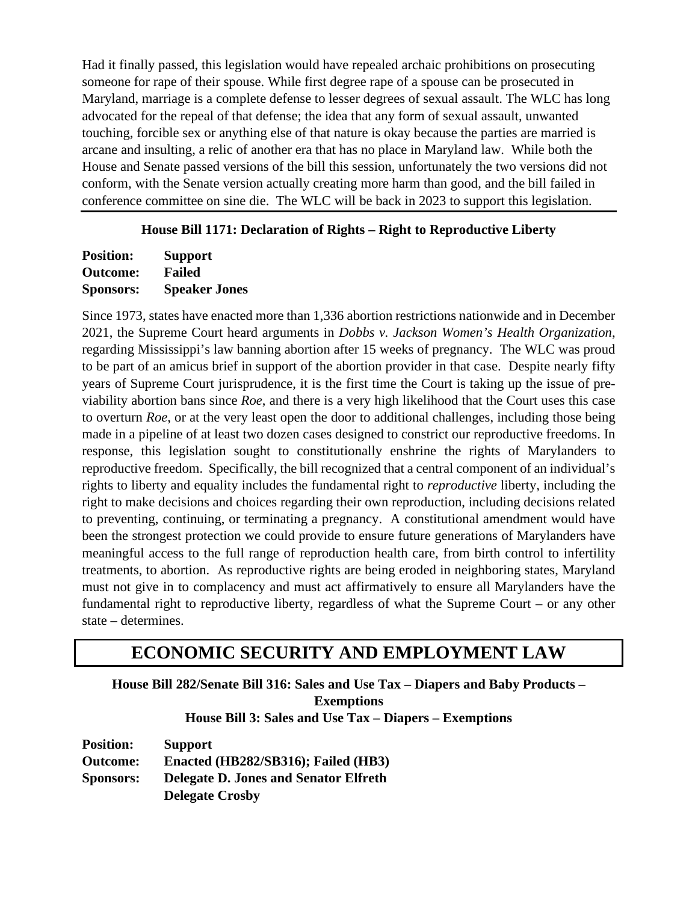Had it finally passed, this legislation would have repealed archaic prohibitions on prosecuting someone for rape of their spouse. While first degree rape of a spouse can be prosecuted in Maryland, marriage is a complete defense to lesser degrees of sexual assault. The WLC has long advocated for the repeal of that defense; the idea that any form of sexual assault, unwanted touching, forcible sex or anything else of that nature is okay because the parties are married is arcane and insulting, a relic of another era that has no place in Maryland law. While both the House and Senate passed versions of the bill this session, unfortunately the two versions did not conform, with the Senate version actually creating more harm than good, and the bill failed in conference committee on sine die. The WLC will be back in 2023 to support this legislation.

### House Bill 1171: Declaration of Rights – Right to Reproductive Liberty

**Position:** **Support**
**Outcome:** **Failed**
**Sponsors:** **Speaker Jones**

Since 1973, states have enacted more than 1,336 abortion restrictions nationwide and in December 2021, the Supreme Court heard arguments in *Dobbs v. Jackson Women's Health Organization*, regarding Mississippi's law banning abortion after 15 weeks of pregnancy. The WLC was proud to be part of an amicus brief in support of the abortion provider in that case. Despite nearly fifty years of Supreme Court jurisprudence, it is the first time the Court is taking up the issue of pre-viability abortion bans since *Roe*, and there is a very high likelihood that the Court uses this case to overturn *Roe*, or at the very least open the door to additional challenges, including those being made in a pipeline of at least two dozen cases designed to constrict our reproductive freedoms. In response, this legislation sought to constitutionally enshrine the rights of Marylanders to reproductive freedom. Specifically, the bill recognized that a central component of an individual's rights to liberty and equality includes the fundamental right to *reproductive* liberty, including the right to make decisions and choices regarding their own reproduction, including decisions related to preventing, continuing, or terminating a pregnancy. A constitutional amendment would have been the strongest protection we could provide to ensure future generations of Marylanders have meaningful access to the full range of reproduction health care, from birth control to infertility treatments, to abortion. As reproductive rights are being eroded in neighboring states, Maryland must not give in to complacency and must act affirmatively to ensure all Marylanders have the fundamental right to reproductive liberty, regardless of what the Supreme Court – or any other state – determines.

## ECONOMIC SECURITY AND EMPLOYMENT LAW

### House Bill 282/Senate Bill 316: Sales and Use Tax – Diapers and Baby Products – Exemptions

### House Bill 3: Sales and Use Tax – Diapers – Exemptions

**Position:** **Support**
**Outcome:** **Enacted (HB282/SB316); Failed (HB3)**
**Sponsors:** **Delegate D. Jones and Senator Elfreth**
**Delegate Crosby**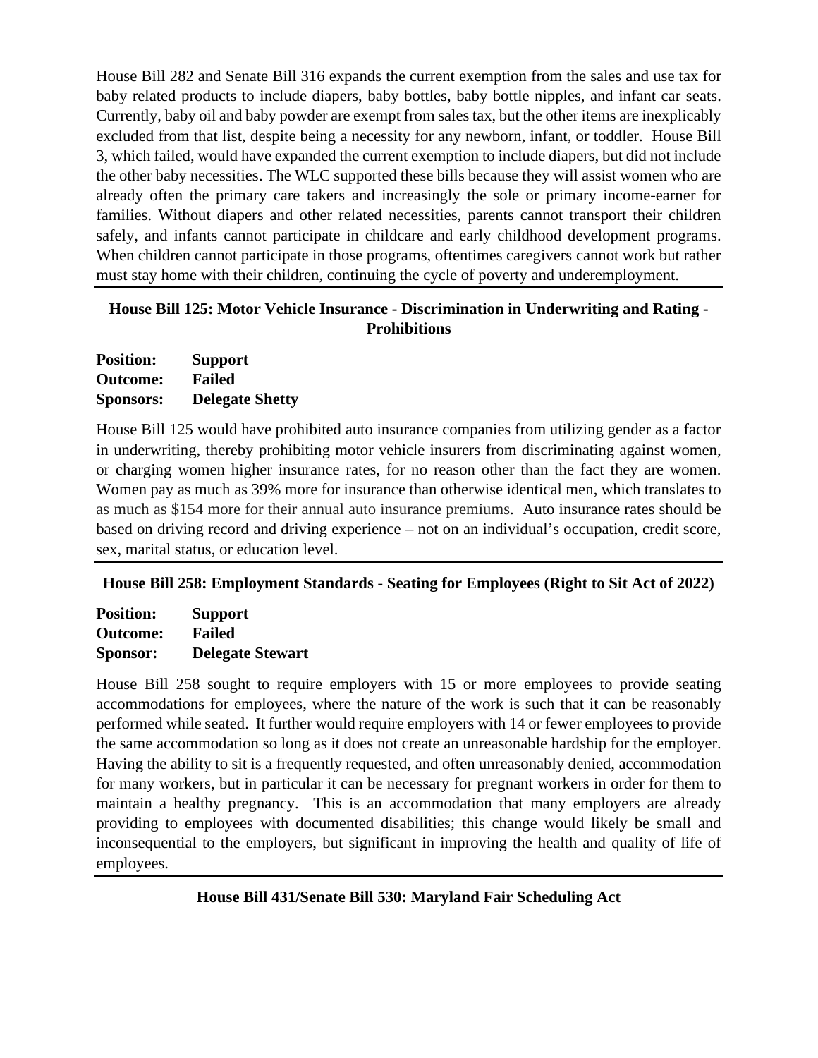House Bill 282 and Senate Bill 316 expands the current exemption from the sales and use tax for baby related products to include diapers, baby bottles, baby bottle nipples, and infant car seats. Currently, baby oil and baby powder are exempt from sales tax, but the other items are inexplicably excluded from that list, despite being a necessity for any newborn, infant, or toddler. House Bill 3, which failed, would have expanded the current exemption to include diapers, but did not include the other baby necessities. The WLC supported these bills because they will assist women who are already often the primary care takers and increasingly the sole or primary income-earner for families. Without diapers and other related necessities, parents cannot transport their children safely, and infants cannot participate in childcare and early childhood development programs. When children cannot participate in those programs, oftentimes caregivers cannot work but rather must stay home with their children, continuing the cycle of poverty and underemployment.

---

### House Bill 125: Motor Vehicle Insurance - Discrimination in Underwriting and Rating - Prohibitions

**Position:** **Support**
**Outcome:** **Failed**
**Sponsors:** **Delegate Shetty**

House Bill 125 would have prohibited auto insurance companies from utilizing gender as a factor in underwriting, thereby prohibiting motor vehicle insurers from discriminating against women, or charging women higher insurance rates, for no reason other than the fact they are women. Women pay as much as 39% more for insurance than otherwise identical men, which translates to as much as $154 more for their annual auto insurance premiums. Auto insurance rates should be based on driving record and driving experience – not on an individual's occupation, credit score, sex, marital status, or education level.

---

### House Bill 258: Employment Standards - Seating for Employees (Right to Sit Act of 2022)

**Position:** **Support**
**Outcome:** **Failed**
**Sponsor:** **Delegate Stewart**

House Bill 258 sought to require employers with 15 or more employees to provide seating accommodations for employees, where the nature of the work is such that it can be reasonably performed while seated. It further would require employers with 14 or fewer employees to provide the same accommodation so long as it does not create an unreasonable hardship for the employer. Having the ability to sit is a frequently requested, and often unreasonably denied, accommodation for many workers, but in particular it can be necessary for pregnant workers in order for them to maintain a healthy pregnancy. This is an accommodation that many employers are already providing to employees with documented disabilities; this change would likely be small and inconsequential to the employers, but significant in improving the health and quality of life of employees.

---

### House Bill 431/Senate Bill 530: Maryland Fair Scheduling Act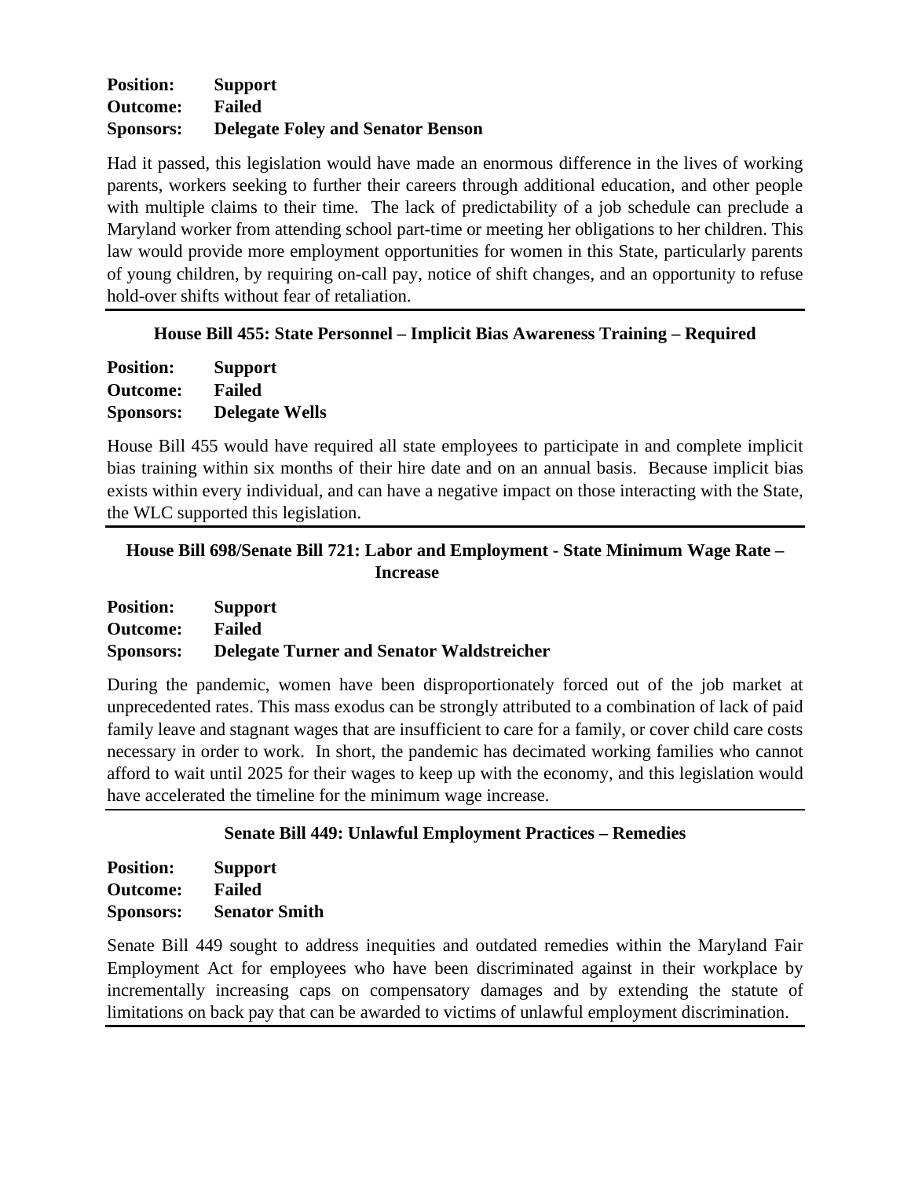**Position:** Support
**Outcome:** Failed
**Sponsors:** Delegate Foley and Senator Benson

Had it passed, this legislation would have made an enormous difference in the lives of working parents, workers seeking to further their careers through additional education, and other people with multiple claims to their time. The lack of predictability of a job schedule can preclude a Maryland worker from attending school part-time or meeting her obligations to her children. This law would provide more employment opportunities for women in this State, particularly parents of young children, by requiring on-call pay, notice of shift changes, and an opportunity to refuse hold-over shifts without fear of retaliation.

---

### House Bill 455: State Personnel – Implicit Bias Awareness Training – Required

**Position:** Support
**Outcome:** Failed
**Sponsors:** Delegate Wells

House Bill 455 would have required all state employees to participate in and complete implicit bias training within six months of their hire date and on an annual basis. Because implicit bias exists within every individual, and can have a negative impact on those interacting with the State, the WLC supported this legislation.

---

### House Bill 698/Senate Bill 721: Labor and Employment - State Minimum Wage Rate – Increase

**Position:** Support
**Outcome:** Failed
**Sponsors:** Delegate Turner and Senator Waldstreicher

During the pandemic, women have been disproportionately forced out of the job market at unprecedented rates. This mass exodus can be strongly attributed to a combination of lack of paid family leave and stagnant wages that are insufficient to care for a family, or cover child care costs necessary in order to work. In short, the pandemic has decimated working families who cannot afford to wait until 2025 for their wages to keep up with the economy, and this legislation would have accelerated the timeline for the minimum wage increase.

---

### Senate Bill 449: Unlawful Employment Practices – Remedies

**Position:** Support
**Outcome:** Failed
**Sponsors:** Senator Smith

Senate Bill 449 sought to address inequities and outdated remedies within the Maryland Fair Employment Act for employees who have been discriminated against in their workplace by incrementally increasing caps on compensatory damages and by extending the statute of limitations on back pay that can be awarded to victims of unlawful employment discrimination.

---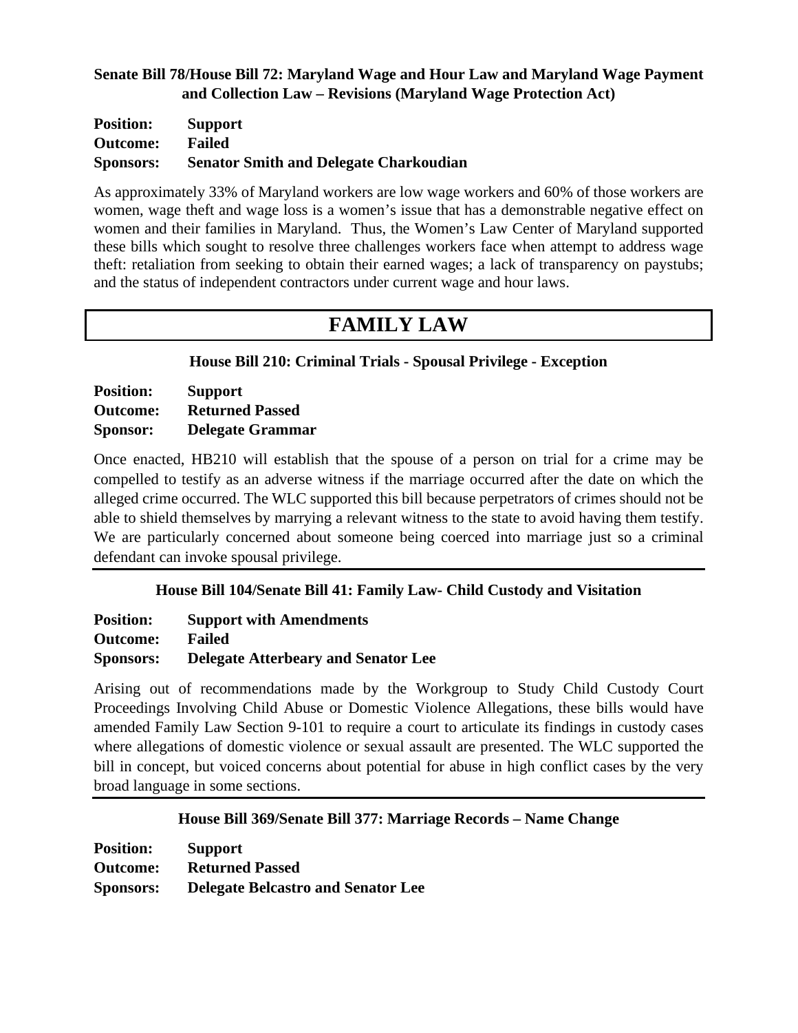**Senate Bill 78/House Bill 72: Maryland Wage and Hour Law and Maryland Wage Payment and Collection Law – Revisions (Maryland Wage Protection Act)**

**Position:** **Support**
**Outcome:** **Failed**
**Sponsors:** **Senator Smith and Delegate Charkoudian**

As approximately 33% of Maryland workers are low wage workers and 60% of those workers are women, wage theft and wage loss is a women's issue that has a demonstrable negative effect on women and their families in Maryland. Thus, the Women's Law Center of Maryland supported these bills which sought to resolve three challenges workers face when attempt to address wage theft: retaliation from seeking to obtain their earned wages; a lack of transparency on paystubs; and the status of independent contractors under current wage and hour laws.

# FAMILY LAW

**House Bill 210: Criminal Trials - Spousal Privilege - Exception**

**Position:** **Support**
**Outcome:** **Returned Passed**
**Sponsor:** **Delegate Grammar**

Once enacted, HB210 will establish that the spouse of a person on trial for a crime may be compelled to testify as an adverse witness if the marriage occurred after the date on which the alleged crime occurred. The WLC supported this bill because perpetrators of crimes should not be able to shield themselves by marrying a relevant witness to the state to avoid having them testify. We are particularly concerned about someone being coerced into marriage just so a criminal defendant can invoke spousal privilege.

**House Bill 104/Senate Bill 41: Family Law- Child Custody and Visitation**

**Position:** **Support with Amendments**
**Outcome:** **Failed**
**Sponsors:** **Delegate Atterbeary and Senator Lee**

Arising out of recommendations made by the Workgroup to Study Child Custody Court Proceedings Involving Child Abuse or Domestic Violence Allegations, these bills would have amended Family Law Section 9-101 to require a court to articulate its findings in custody cases where allegations of domestic violence or sexual assault are presented. The WLC supported the bill in concept, but voiced concerns about potential for abuse in high conflict cases by the very broad language in some sections.

**House Bill 369/Senate Bill 377: Marriage Records – Name Change**

**Position:** **Support**
**Outcome:** **Returned Passed**
**Sponsors:** **Delegate Belcastro and Senator Lee**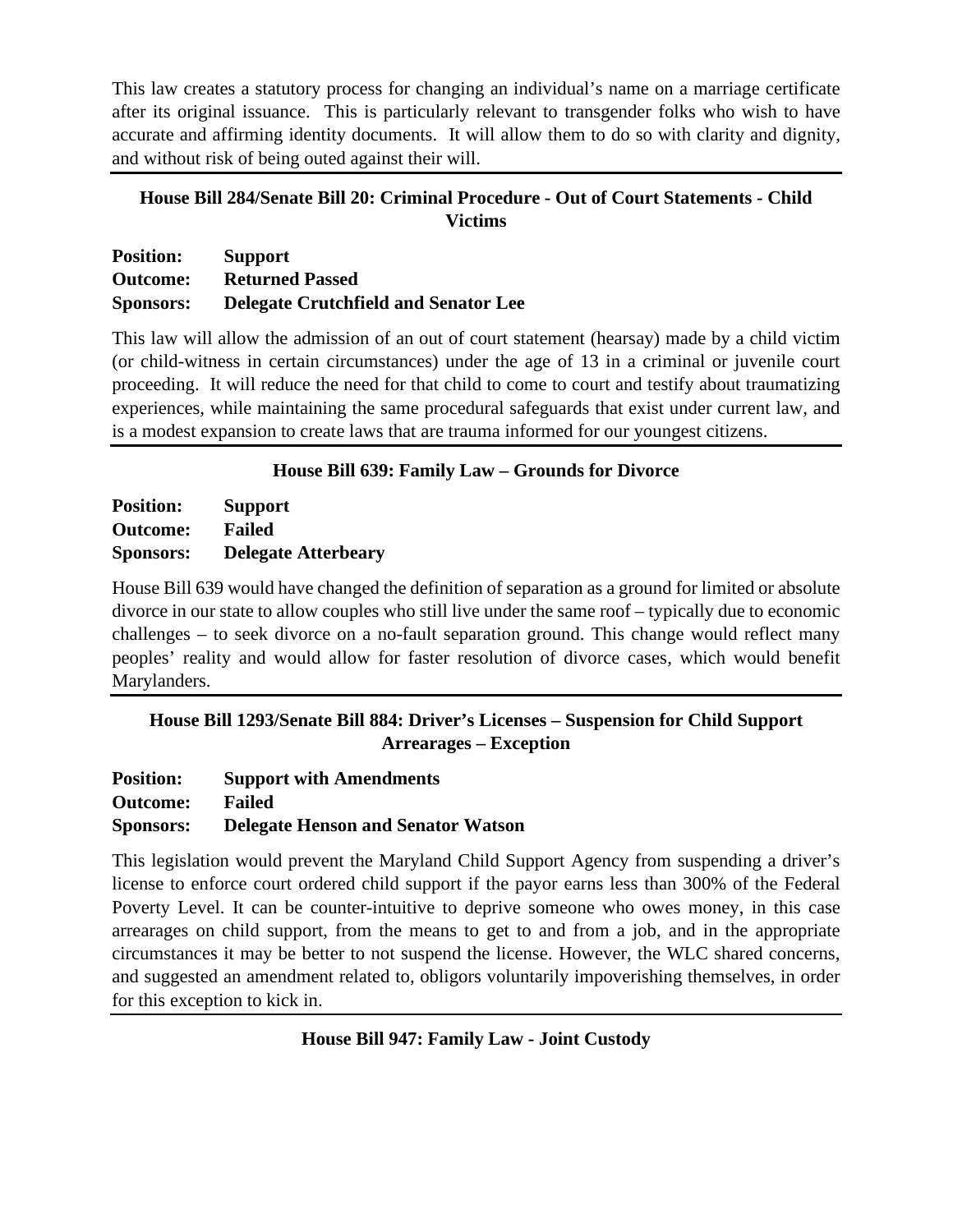This law creates a statutory process for changing an individual's name on a marriage certificate after its original issuance. This is particularly relevant to transgender folks who wish to have accurate and affirming identity documents. It will allow them to do so with clarity and dignity, and without risk of being outed against their will.

---

### House Bill 284/Senate Bill 20: Criminal Procedure - Out of Court Statements - Child Victims

**Position:** **Support**
**Outcome:** **Returned Passed**
**Sponsors:** **Delegate Crutchfield and Senator Lee**

This law will allow the admission of an out of court statement (hearsay) made by a child victim (or child-witness in certain circumstances) under the age of 13 in a criminal or juvenile court proceeding. It will reduce the need for that child to come to court and testify about traumatizing experiences, while maintaining the same procedural safeguards that exist under current law, and is a modest expansion to create laws that are trauma informed for our youngest citizens.

---

### House Bill 639: Family Law – Grounds for Divorce

**Position:** **Support**
**Outcome:** **Failed**
**Sponsors:** **Delegate Atterbeary**

House Bill 639 would have changed the definition of separation as a ground for limited or absolute divorce in our state to allow couples who still live under the same roof – typically due to economic challenges – to seek divorce on a no-fault separation ground. This change would reflect many peoples' reality and would allow for faster resolution of divorce cases, which would benefit Marylanders.

---

### House Bill 1293/Senate Bill 884: Driver's Licenses – Suspension for Child Support Arrearages – Exception

**Position:** **Support with Amendments**
**Outcome:** **Failed**
**Sponsors:** **Delegate Henson and Senator Watson**

This legislation would prevent the Maryland Child Support Agency from suspending a driver's license to enforce court ordered child support if the payor earns less than 300% of the Federal Poverty Level. It can be counter-intuitive to deprive someone who owes money, in this case arrearages on child support, from the means to get to and from a job, and in the appropriate circumstances it may be better to not suspend the license. However, the WLC shared concerns, and suggested an amendment related to, obligors voluntarily impoverishing themselves, in order for this exception to kick in.

---

### House Bill 947: Family Law - Joint Custody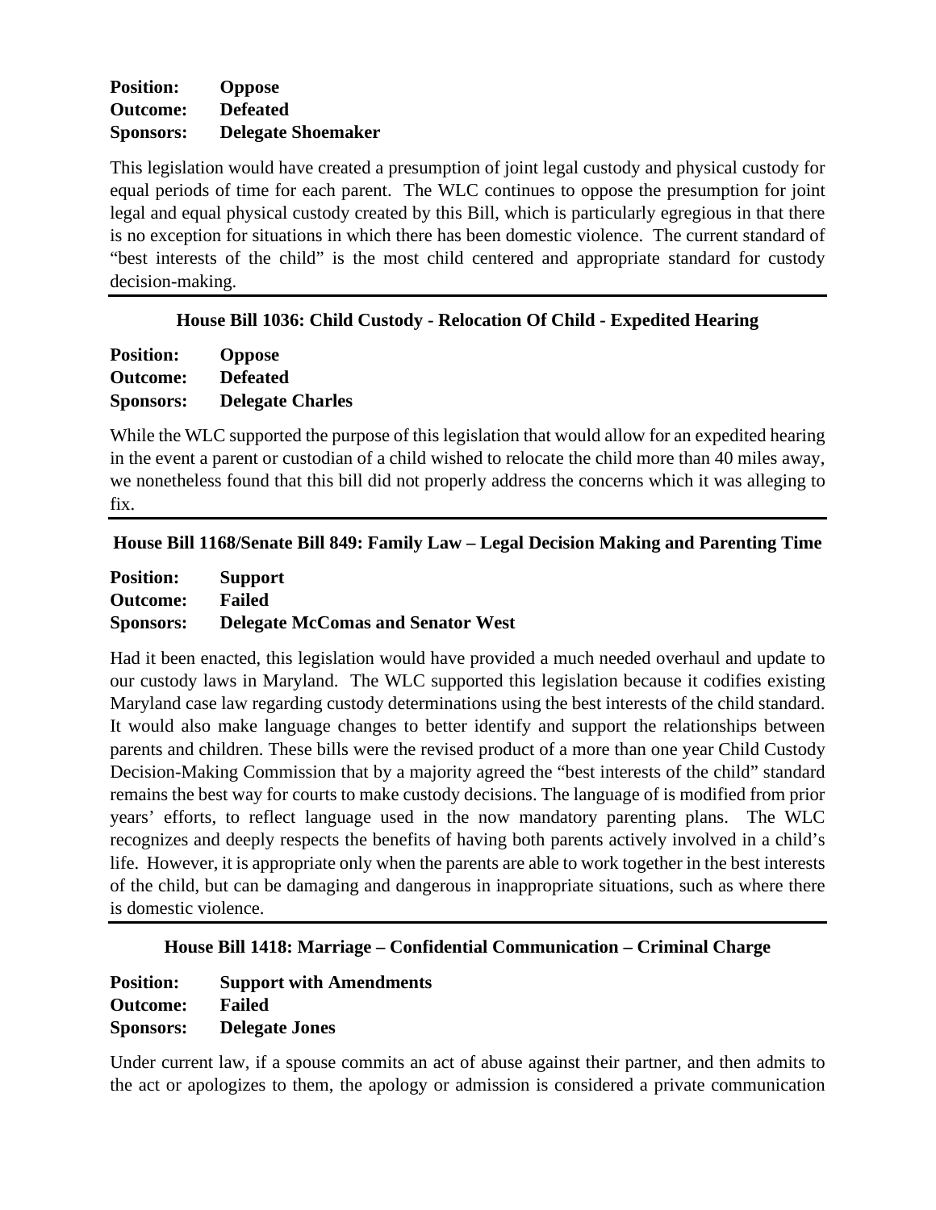**Position:** **Oppose**
**Outcome:** **Defeated**
**Sponsors:** **Delegate Shoemaker**

This legislation would have created a presumption of joint legal custody and physical custody for equal periods of time for each parent. The WLC continues to oppose the presumption for joint legal and equal physical custody created by this Bill, which is particularly egregious in that there is no exception for situations in which there has been domestic violence. The current standard of "best interests of the child" is the most child centered and appropriate standard for custody decision-making.

---

### House Bill 1036: Child Custody - Relocation Of Child - Expedited Hearing

**Position:** **Oppose**
**Outcome:** **Defeated**
**Sponsors:** **Delegate Charles**

While the WLC supported the purpose of this legislation that would allow for an expedited hearing in the event a parent or custodian of a child wished to relocate the child more than 40 miles away, we nonetheless found that this bill did not properly address the concerns which it was alleging to fix.

---

### House Bill 1168/Senate Bill 849: Family Law – Legal Decision Making and Parenting Time

**Position:** **Support**
**Outcome:** **Failed**
**Sponsors:** **Delegate McComas and Senator West**

Had it been enacted, this legislation would have provided a much needed overhaul and update to our custody laws in Maryland. The WLC supported this legislation because it codifies existing Maryland case law regarding custody determinations using the best interests of the child standard. It would also make language changes to better identify and support the relationships between parents and children. These bills were the revised product of a more than one year Child Custody Decision-Making Commission that by a majority agreed the "best interests of the child" standard remains the best way for courts to make custody decisions. The language of is modified from prior years' efforts, to reflect language used in the now mandatory parenting plans. The WLC recognizes and deeply respects the benefits of having both parents actively involved in a child's life. However, it is appropriate only when the parents are able to work together in the best interests of the child, but can be damaging and dangerous in inappropriate situations, such as where there is domestic violence.

---

### House Bill 1418: Marriage – Confidential Communication – Criminal Charge

**Position:** **Support with Amendments**
**Outcome:** **Failed**
**Sponsors:** **Delegate Jones**

Under current law, if a spouse commits an act of abuse against their partner, and then admits to the act or apologizes to them, the apology or admission is considered a private communication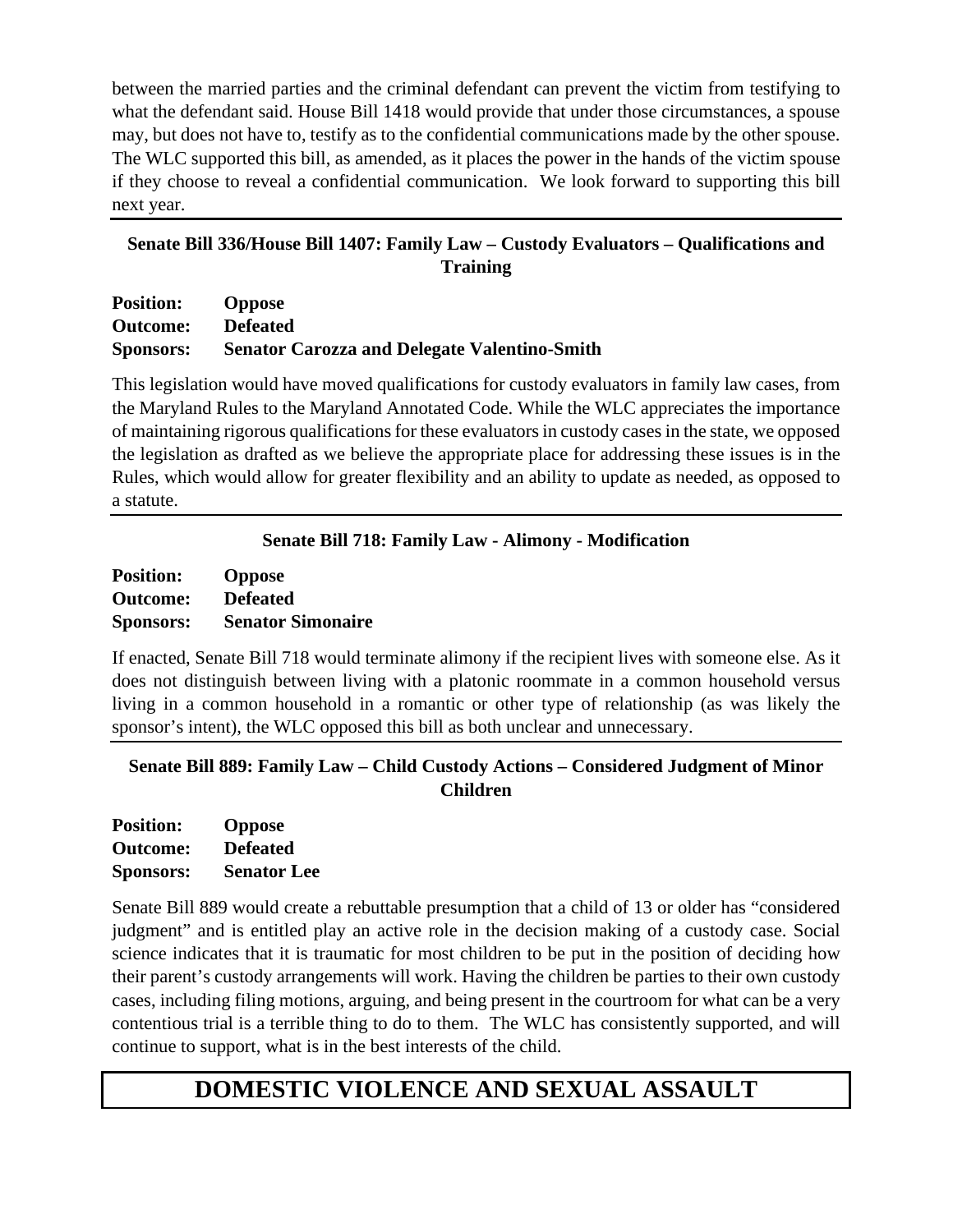between the married parties and the criminal defendant can prevent the victim from testifying to what the defendant said. House Bill 1418 would provide that under those circumstances, a spouse may, but does not have to, testify as to the confidential communications made by the other spouse. The WLC supported this bill, as amended, as it places the power in the hands of the victim spouse if they choose to reveal a confidential communication. We look forward to supporting this bill next year.

---

### Senate Bill 336/House Bill 1407: Family Law – Custody Evaluators – Qualifications and Training

**Position:** **Oppose**
**Outcome:** **Defeated**
**Sponsors:** **Senator Carozza and Delegate Valentino-Smith**

This legislation would have moved qualifications for custody evaluators in family law cases, from the Maryland Rules to the Maryland Annotated Code. While the WLC appreciates the importance of maintaining rigorous qualifications for these evaluators in custody cases in the state, we opposed the legislation as drafted as we believe the appropriate place for addressing these issues is in the Rules, which would allow for greater flexibility and an ability to update as needed, as opposed to a statute.

---

### Senate Bill 718: Family Law - Alimony - Modification

**Position:** **Oppose**
**Outcome:** **Defeated**
**Sponsors:** **Senator Simonaire**

If enacted, Senate Bill 718 would terminate alimony if the recipient lives with someone else. As it does not distinguish between living with a platonic roommate in a common household versus living in a common household in a romantic or other type of relationship (as was likely the sponsor's intent), the WLC opposed this bill as both unclear and unnecessary.

---

### Senate Bill 889: Family Law – Child Custody Actions – Considered Judgment of Minor Children

**Position:** **Oppose**
**Outcome:** **Defeated**
**Sponsors:** **Senator Lee**

Senate Bill 889 would create a rebuttable presumption that a child of 13 or older has "considered judgment" and is entitled play an active role in the decision making of a custody case. Social science indicates that it is traumatic for most children to be put in the position of deciding how their parent's custody arrangements will work. Having the children be parties to their own custody cases, including filing motions, arguing, and being present in the courtroom for what can be a very contentious trial is a terrible thing to do to them. The WLC has consistently supported, and will continue to support, what is in the best interests of the child.

## DOMESTIC VIOLENCE AND SEXUAL ASSAULT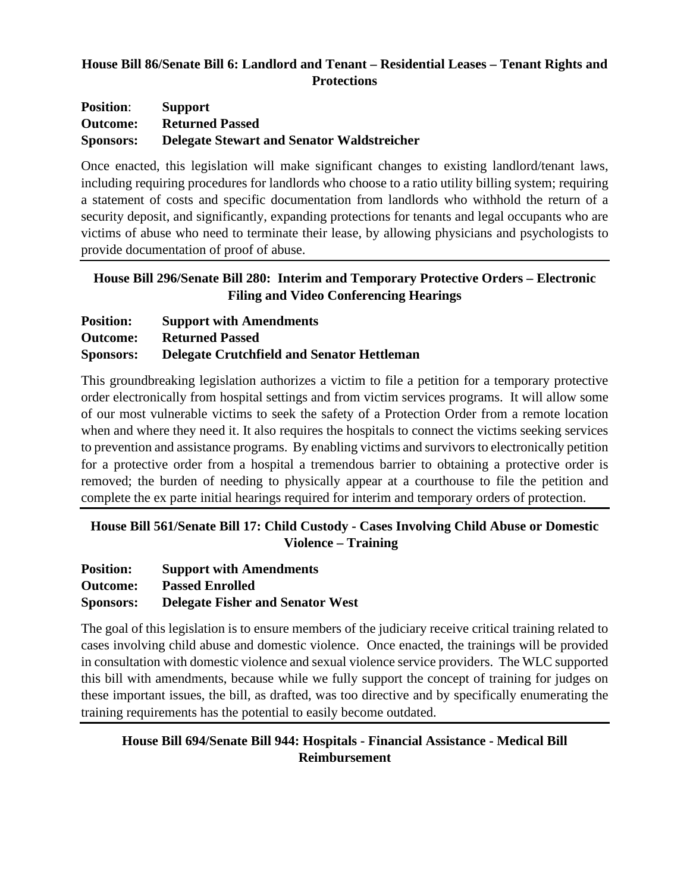### House Bill 86/Senate Bill 6: Landlord and Tenant – Residential Leases – Tenant Rights and Protections

**Position**: **Support**
**Outcome: Returned Passed**
**Sponsors: Delegate Stewart and Senator Waldstreicher**

Once enacted, this legislation will make significant changes to existing landlord/tenant laws, including requiring procedures for landlords who choose to a ratio utility billing system; requiring a statement of costs and specific documentation from landlords who withhold the return of a security deposit, and significantly, expanding protections for tenants and legal occupants who are victims of abuse who need to terminate their lease, by allowing physicians and psychologists to provide documentation of proof of abuse.

---

### House Bill 296/Senate Bill 280: Interim and Temporary Protective Orders – Electronic Filing and Video Conferencing Hearings

**Position: Support with Amendments**
**Outcome: Returned Passed**
**Sponsors: Delegate Crutchfield and Senator Hettleman**

This groundbreaking legislation authorizes a victim to file a petition for a temporary protective order electronically from hospital settings and from victim services programs. It will allow some of our most vulnerable victims to seek the safety of a Protection Order from a remote location when and where they need it. It also requires the hospitals to connect the victims seeking services to prevention and assistance programs. By enabling victims and survivors to electronically petition for a protective order from a hospital a tremendous barrier to obtaining a protective order is removed; the burden of needing to physically appear at a courthouse to file the petition and complete the ex parte initial hearings required for interim and temporary orders of protection.

---

### House Bill 561/Senate Bill 17: Child Custody - Cases Involving Child Abuse or Domestic Violence – Training

**Position: Support with Amendments**
**Outcome: Passed Enrolled**
**Sponsors: Delegate Fisher and Senator West**

The goal of this legislation is to ensure members of the judiciary receive critical training related to cases involving child abuse and domestic violence. Once enacted, the trainings will be provided in consultation with domestic violence and sexual violence service providers. The WLC supported this bill with amendments, because while we fully support the concept of training for judges on these important issues, the bill, as drafted, was too directive and by specifically enumerating the training requirements has the potential to easily become outdated.

---

### House Bill 694/Senate Bill 944: Hospitals - Financial Assistance - Medical Bill Reimbursement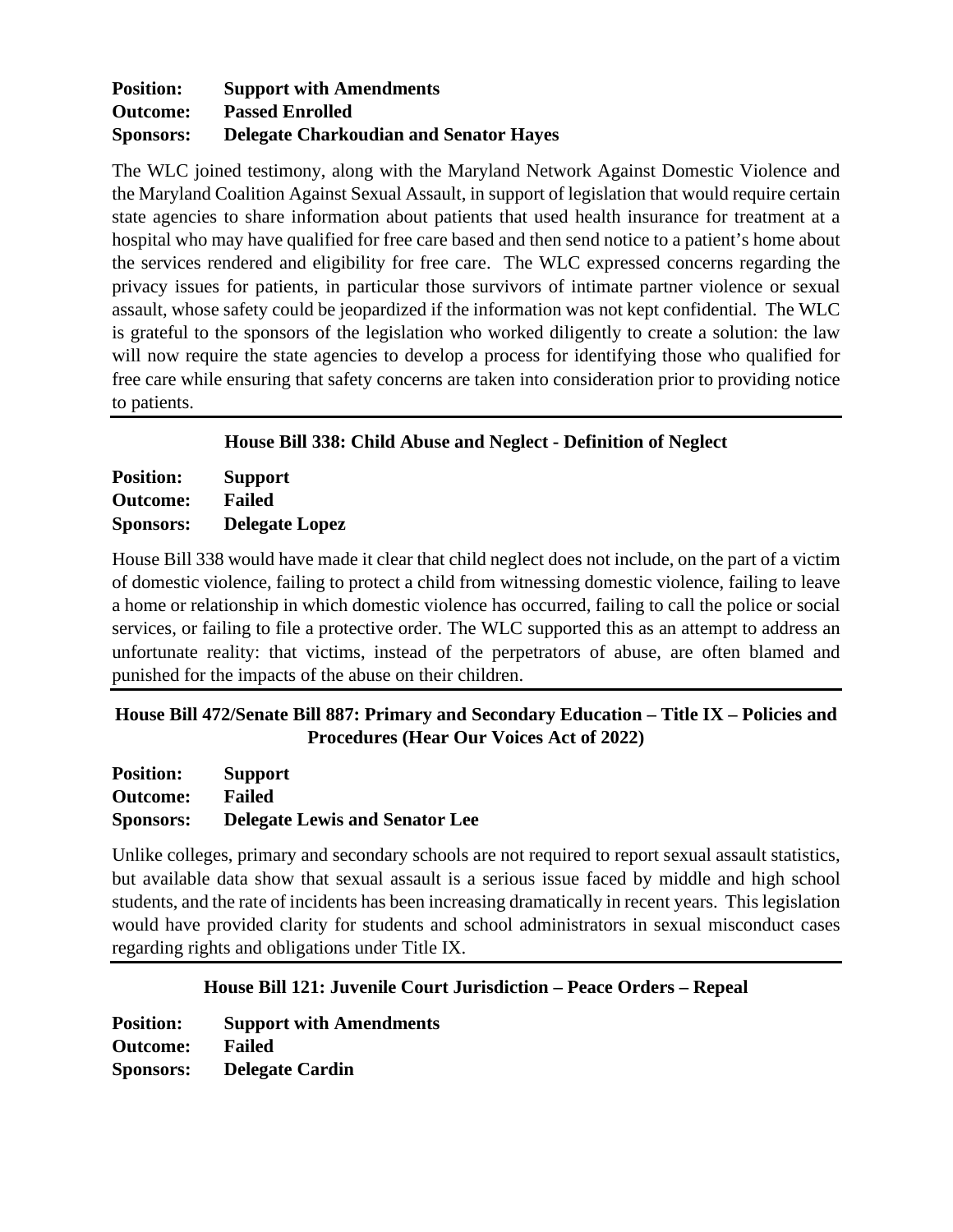**Position:** Support with Amendments
**Outcome:** Passed Enrolled
**Sponsors:** Delegate Charkoudian and Senator Hayes

The WLC joined testimony, along with the Maryland Network Against Domestic Violence and the Maryland Coalition Against Sexual Assault, in support of legislation that would require certain state agencies to share information about patients that used health insurance for treatment at a hospital who may have qualified for free care based and then send notice to a patient's home about the services rendered and eligibility for free care. The WLC expressed concerns regarding the privacy issues for patients, in particular those survivors of intimate partner violence or sexual assault, whose safety could be jeopardized if the information was not kept confidential. The WLC is grateful to the sponsors of the legislation who worked diligently to create a solution: the law will now require the state agencies to develop a process for identifying those who qualified for free care while ensuring that safety concerns are taken into consideration prior to providing notice to patients.

---

### House Bill 338: Child Abuse and Neglect - Definition of Neglect

**Position:** Support
**Outcome:** Failed
**Sponsors:** Delegate Lopez

House Bill 338 would have made it clear that child neglect does not include, on the part of a victim of domestic violence, failing to protect a child from witnessing domestic violence, failing to leave a home or relationship in which domestic violence has occurred, failing to call the police or social services, or failing to file a protective order. The WLC supported this as an attempt to address an unfortunate reality: that victims, instead of the perpetrators of abuse, are often blamed and punished for the impacts of the abuse on their children.

---

### House Bill 472/Senate Bill 887: Primary and Secondary Education – Title IX – Policies and Procedures (Hear Our Voices Act of 2022)

**Position:** Support
**Outcome:** Failed
**Sponsors:** Delegate Lewis and Senator Lee

Unlike colleges, primary and secondary schools are not required to report sexual assault statistics, but available data show that sexual assault is a serious issue faced by middle and high school students, and the rate of incidents has been increasing dramatically in recent years. This legislation would have provided clarity for students and school administrators in sexual misconduct cases regarding rights and obligations under Title IX.

---

### House Bill 121: Juvenile Court Jurisdiction – Peace Orders – Repeal

**Position:** Support with Amendments
**Outcome:** Failed
**Sponsors:** Delegate Cardin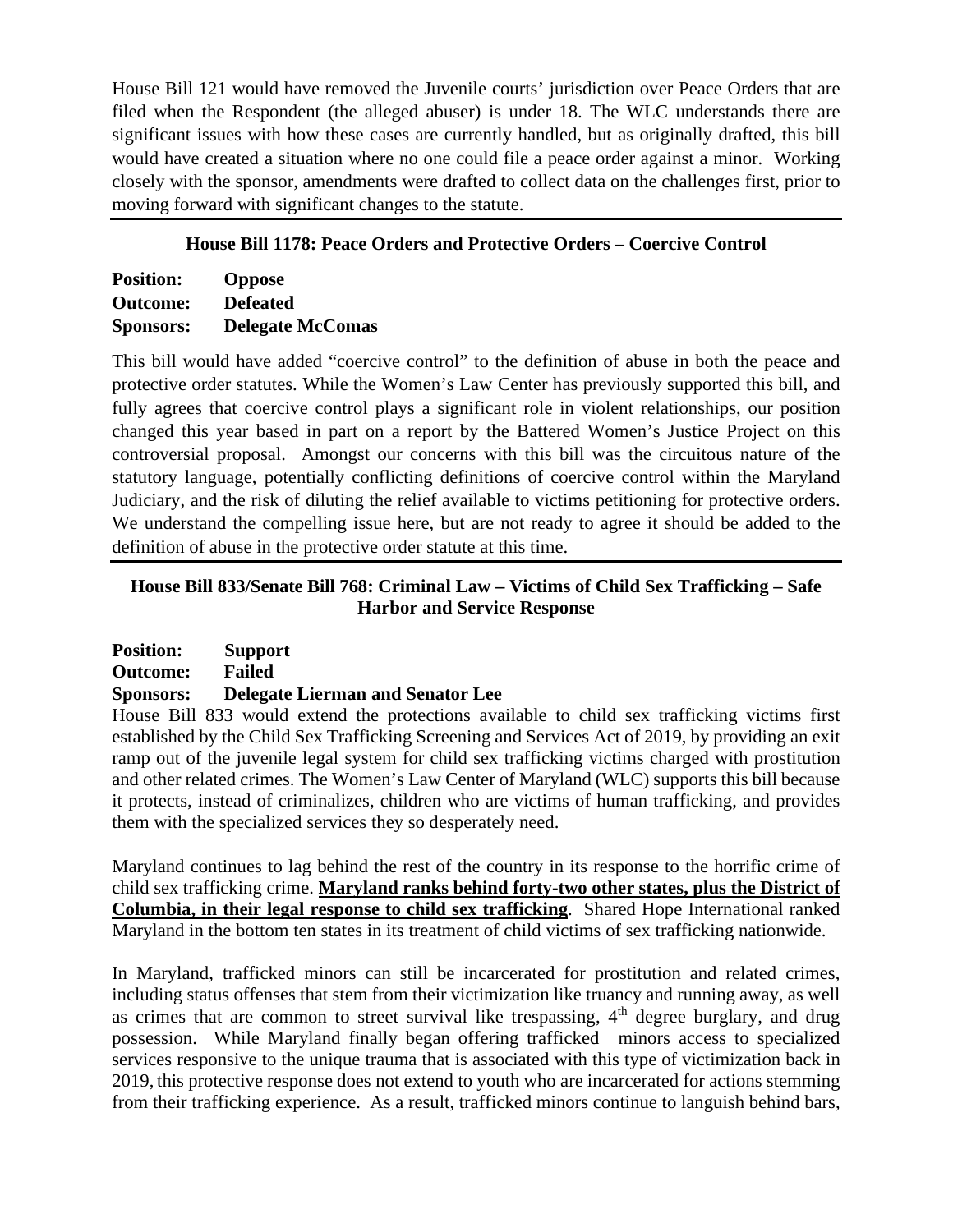House Bill 121 would have removed the Juvenile courts' jurisdiction over Peace Orders that are filed when the Respondent (the alleged abuser) is under 18. The WLC understands there are significant issues with how these cases are currently handled, but as originally drafted, this bill would have created a situation where no one could file a peace order against a minor. Working closely with the sponsor, amendments were drafted to collect data on the challenges first, prior to moving forward with significant changes to the statute.

---

### House Bill 1178: Peace Orders and Protective Orders – Coercive Control

**Position:** **Oppose**
**Outcome:** **Defeated**
**Sponsors:** **Delegate McComas**

This bill would have added "coercive control" to the definition of abuse in both the peace and protective order statutes. While the Women's Law Center has previously supported this bill, and fully agrees that coercive control plays a significant role in violent relationships, our position changed this year based in part on a report by the Battered Women's Justice Project on this controversial proposal. Amongst our concerns with this bill was the circuitous nature of the statutory language, potentially conflicting definitions of coercive control within the Maryland Judiciary, and the risk of diluting the relief available to victims petitioning for protective orders. We understand the compelling issue here, but are not ready to agree it should be added to the definition of abuse in the protective order statute at this time.

---

### House Bill 833/Senate Bill 768: Criminal Law – Victims of Child Sex Trafficking – Safe Harbor and Service Response

**Position:** **Support**
**Outcome:** **Failed**
**Sponsors:** **Delegate Lierman and Senator Lee**

House Bill 833 would extend the protections available to child sex trafficking victims first established by the Child Sex Trafficking Screening and Services Act of 2019, by providing an exit ramp out of the juvenile legal system for child sex trafficking victims charged with prostitution and other related crimes. The Women's Law Center of Maryland (WLC) supports this bill because it protects, instead of criminalizes, children who are victims of human trafficking, and provides them with the specialized services they so desperately need.

Maryland continues to lag behind the rest of the country in its response to the horrific crime of child sex trafficking crime. **Maryland ranks behind forty-two other states, plus the District of Columbia, in their legal response to child sex trafficking**. Shared Hope International ranked Maryland in the bottom ten states in its treatment of child victims of sex trafficking nationwide.

In Maryland, trafficked minors can still be incarcerated for prostitution and related crimes, including status offenses that stem from their victimization like truancy and running away, as well as crimes that are common to street survival like trespassing, 4th degree burglary, and drug possession. While Maryland finally began offering trafficked minors access to specialized services responsive to the unique trauma that is associated with this type of victimization back in 2019, this protective response does not extend to youth who are incarcerated for actions stemming from their trafficking experience. As a result, trafficked minors continue to languish behind bars,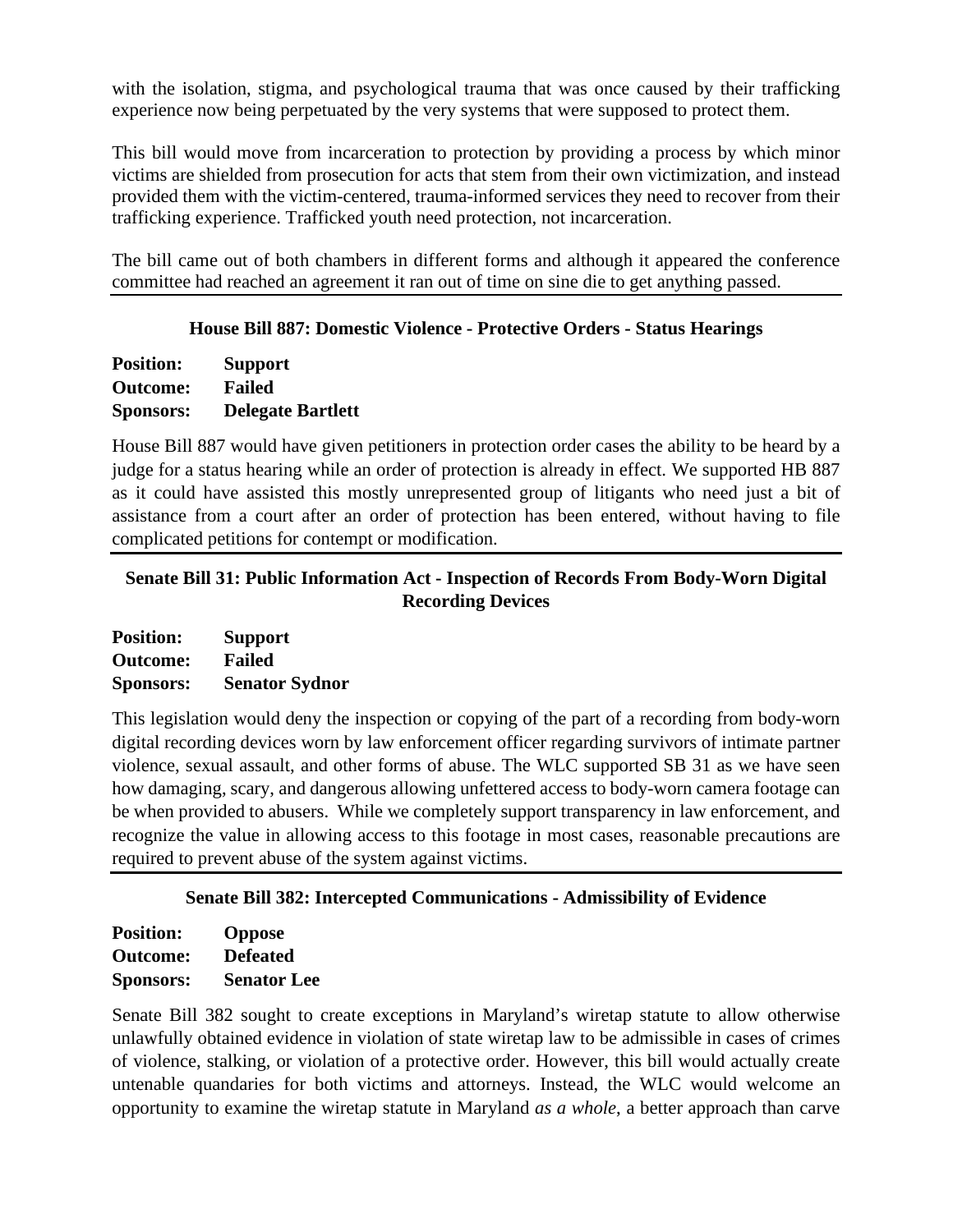with the isolation, stigma, and psychological trauma that was once caused by their trafficking experience now being perpetuated by the very systems that were supposed to protect them.

This bill would move from incarceration to protection by providing a process by which minor victims are shielded from prosecution for acts that stem from their own victimization, and instead provided them with the victim-centered, trauma-informed services they need to recover from their trafficking experience. Trafficked youth need protection, not incarceration.

The bill came out of both chambers in different forms and although it appeared the conference committee had reached an agreement it ran out of time on sine die to get anything passed.

---

### House Bill 887: Domestic Violence - Protective Orders - Status Hearings

**Position:** **Support**
**Outcome:** **Failed**
**Sponsors:** **Delegate Bartlett**

House Bill 887 would have given petitioners in protection order cases the ability to be heard by a judge for a status hearing while an order of protection is already in effect. We supported HB 887 as it could have assisted this mostly unrepresented group of litigants who need just a bit of assistance from a court after an order of protection has been entered, without having to file complicated petitions for contempt or modification.

---

### Senate Bill 31: Public Information Act - Inspection of Records From Body-Worn Digital Recording Devices

**Position:** **Support**
**Outcome:** **Failed**
**Sponsors:** **Senator Sydnor**

This legislation would deny the inspection or copying of the part of a recording from body-worn digital recording devices worn by law enforcement officer regarding survivors of intimate partner violence, sexual assault, and other forms of abuse. The WLC supported SB 31 as we have seen how damaging, scary, and dangerous allowing unfettered access to body-worn camera footage can be when provided to abusers. While we completely support transparency in law enforcement, and recognize the value in allowing access to this footage in most cases, reasonable precautions are required to prevent abuse of the system against victims.

---

### Senate Bill 382: Intercepted Communications - Admissibility of Evidence

**Position:** **Oppose**
**Outcome:** **Defeated**
**Sponsors:** **Senator Lee**

Senate Bill 382 sought to create exceptions in Maryland's wiretap statute to allow otherwise unlawfully obtained evidence in violation of state wiretap law to be admissible in cases of crimes of violence, stalking, or violation of a protective order. However, this bill would actually create untenable quandaries for both victims and attorneys. Instead, the WLC would welcome an opportunity to examine the wiretap statute in Maryland *as a whole*, a better approach than carve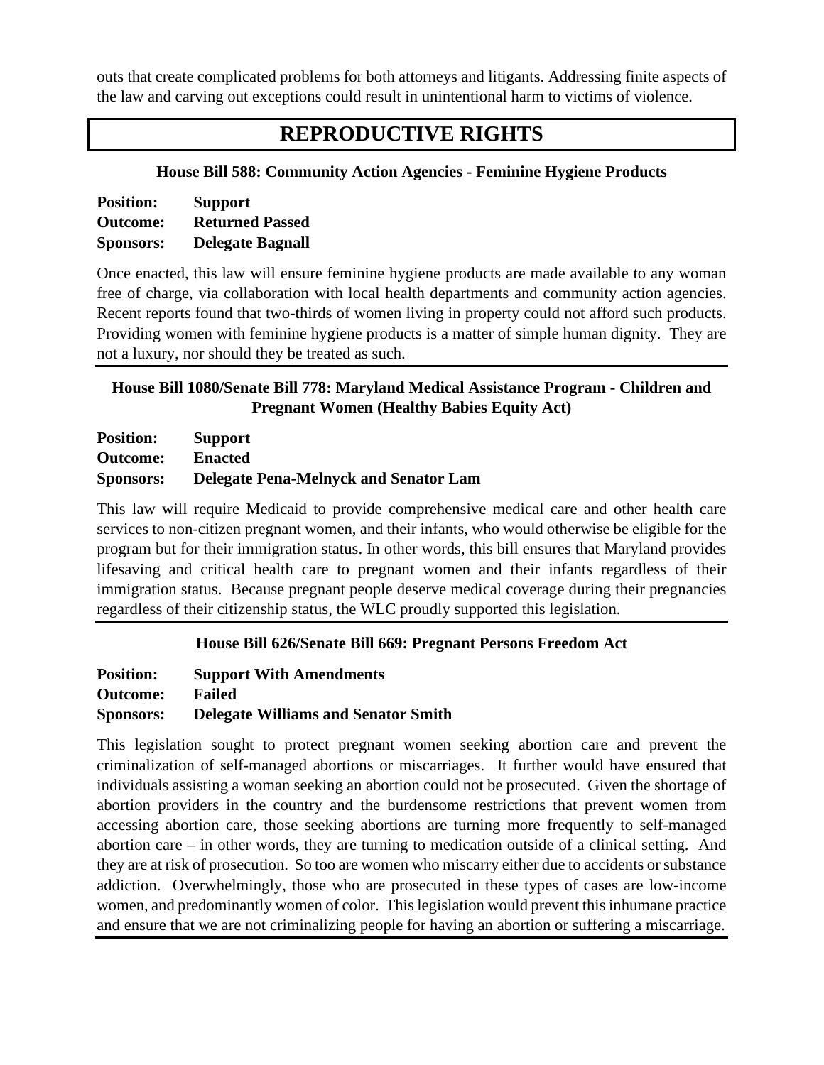outs that create complicated problems for both attorneys and litigants. Addressing finite aspects of the law and carving out exceptions could result in unintentional harm to victims of violence.

# REPRODUCTIVE RIGHTS

### House Bill 588: Community Action Agencies - Feminine Hygiene Products

**Position:** **Support**
**Outcome:** **Returned Passed**
**Sponsors:** **Delegate Bagnall**

Once enacted, this law will ensure feminine hygiene products are made available to any woman free of charge, via collaboration with local health departments and community action agencies. Recent reports found that two-thirds of women living in property could not afford such products. Providing women with feminine hygiene products is a matter of simple human dignity. They are not a luxury, nor should they be treated as such.

---

### House Bill 1080/Senate Bill 778: Maryland Medical Assistance Program - Children and Pregnant Women (Healthy Babies Equity Act)

**Position:** **Support**
**Outcome:** **Enacted**
**Sponsors:** **Delegate Pena-Melnyck and Senator Lam**

This law will require Medicaid to provide comprehensive medical care and other health care services to non-citizen pregnant women, and their infants, who would otherwise be eligible for the program but for their immigration status. In other words, this bill ensures that Maryland provides lifesaving and critical health care to pregnant women and their infants regardless of their immigration status. Because pregnant people deserve medical coverage during their pregnancies regardless of their citizenship status, the WLC proudly supported this legislation.

---

### House Bill 626/Senate Bill 669: Pregnant Persons Freedom Act

**Position:** **Support With Amendments**
**Outcome:** **Failed**
**Sponsors:** **Delegate Williams and Senator Smith**

This legislation sought to protect pregnant women seeking abortion care and prevent the criminalization of self-managed abortions or miscarriages. It further would have ensured that individuals assisting a woman seeking an abortion could not be prosecuted. Given the shortage of abortion providers in the country and the burdensome restrictions that prevent women from accessing abortion care, those seeking abortions are turning more frequently to self-managed abortion care – in other words, they are turning to medication outside of a clinical setting. And they are at risk of prosecution. So too are women who miscarry either due to accidents or substance addiction. Overwhelmingly, those who are prosecuted in these types of cases are low-income women, and predominantly women of color. This legislation would prevent this inhumane practice and ensure that we are not criminalizing people for having an abortion or suffering a miscarriage.

---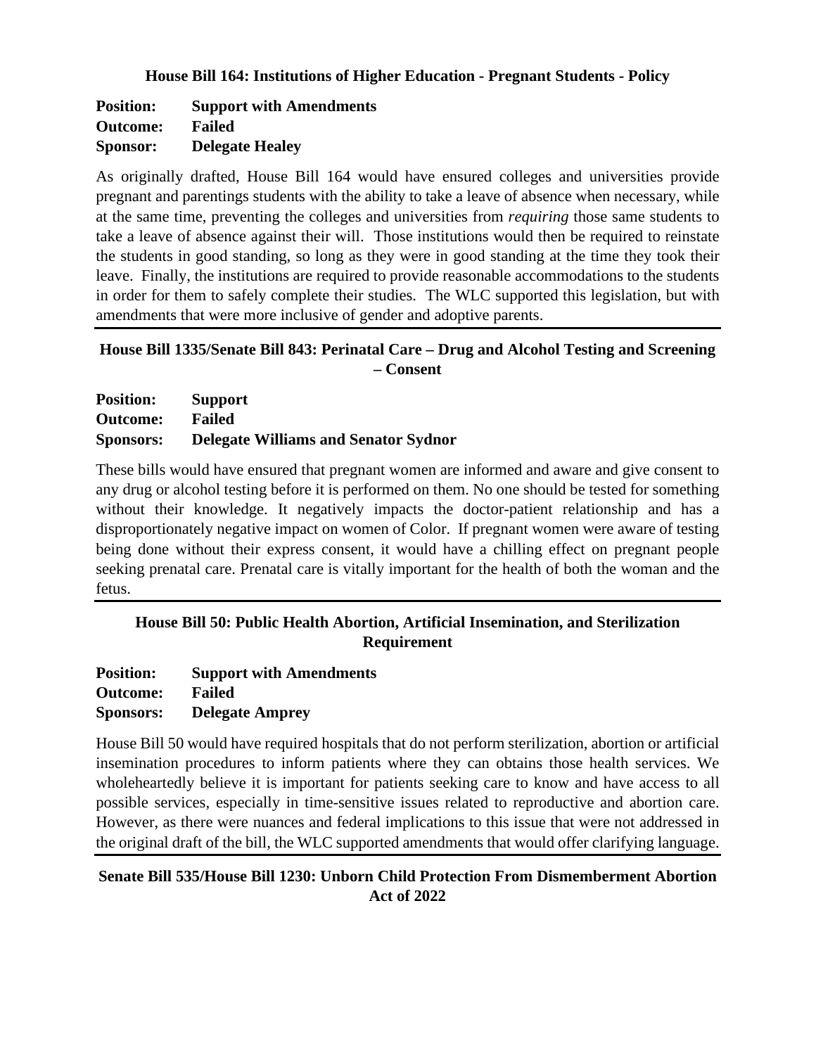### House Bill 164: Institutions of Higher Education - Pregnant Students - Policy

**Position:** Support with Amendments
**Outcome:** Failed
**Sponsor:** Delegate Healey

As originally drafted, House Bill 164 would have ensured colleges and universities provide pregnant and parentings students with the ability to take a leave of absence when necessary, while at the same time, preventing the colleges and universities from *requiring* those same students to take a leave of absence against their will. Those institutions would then be required to reinstate the students in good standing, so long as they were in good standing at the time they took their leave. Finally, the institutions are required to provide reasonable accommodations to the students in order for them to safely complete their studies. The WLC supported this legislation, but with amendments that were more inclusive of gender and adoptive parents.

---

### House Bill 1335/Senate Bill 843: Perinatal Care – Drug and Alcohol Testing and Screening – Consent

**Position:** Support
**Outcome:** Failed
**Sponsors:** Delegate Williams and Senator Sydnor

These bills would have ensured that pregnant women are informed and aware and give consent to any drug or alcohol testing before it is performed on them. No one should be tested for something without their knowledge. It negatively impacts the doctor-patient relationship and has a disproportionately negative impact on women of Color. If pregnant women were aware of testing being done without their express consent, it would have a chilling effect on pregnant people seeking prenatal care. Prenatal care is vitally important for the health of both the woman and the fetus.

---

### House Bill 50: Public Health Abortion, Artificial Insemination, and Sterilization Requirement

**Position:** Support with Amendments
**Outcome:** Failed
**Sponsors:** Delegate Amprey

House Bill 50 would have required hospitals that do not perform sterilization, abortion or artificial insemination procedures to inform patients where they can obtains those health services. We wholeheartedly believe it is important for patients seeking care to know and have access to all possible services, especially in time-sensitive issues related to reproductive and abortion care. However, as there were nuances and federal implications to this issue that were not addressed in the original draft of the bill, the WLC supported amendments that would offer clarifying language.

---

### Senate Bill 535/House Bill 1230: Unborn Child Protection From Dismemberment Abortion Act of 2022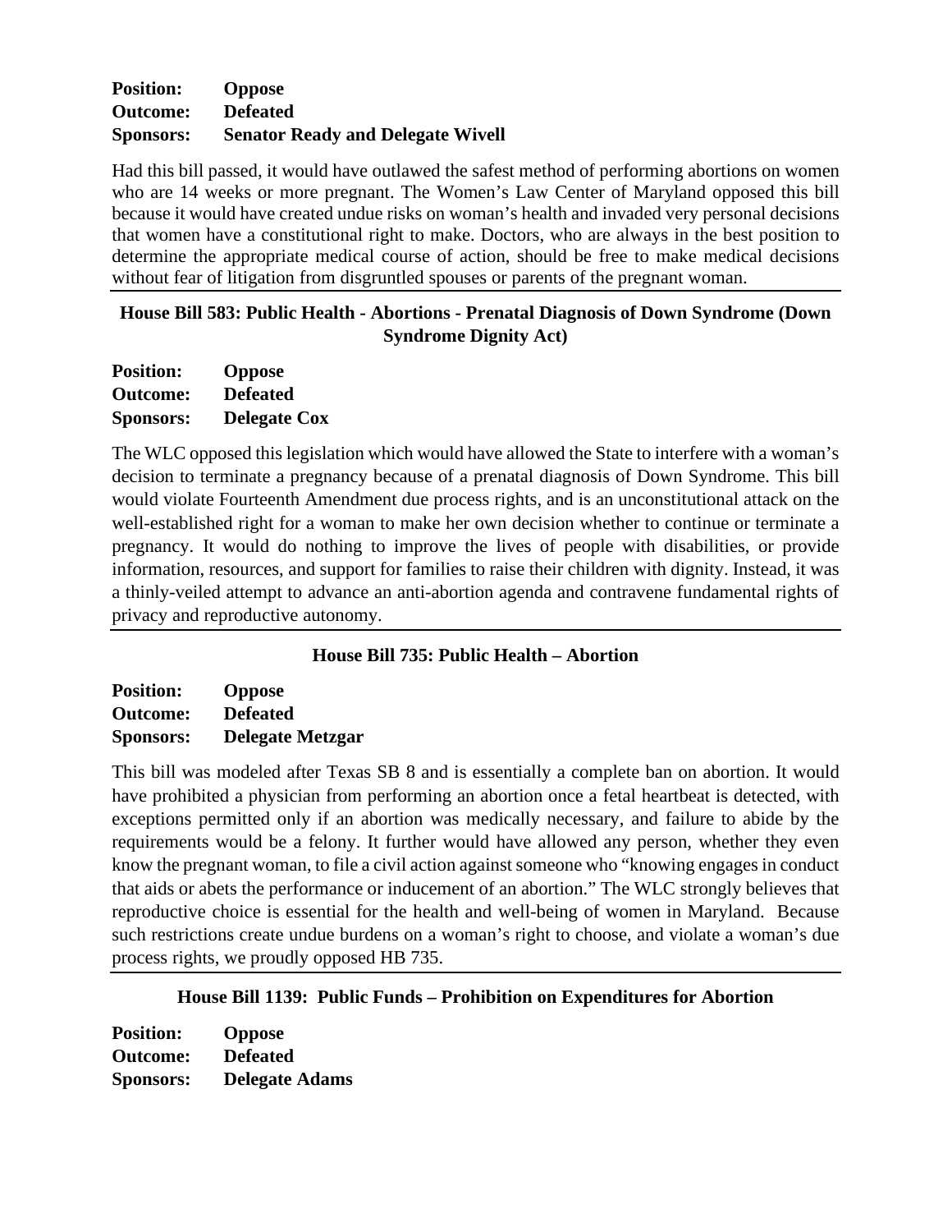**Position:** **Oppose**
**Outcome:** **Defeated**
**Sponsors:** **Senator Ready and Delegate Wivell**

Had this bill passed, it would have outlawed the safest method of performing abortions on women who are 14 weeks or more pregnant. The Women's Law Center of Maryland opposed this bill because it would have created undue risks on woman's health and invaded very personal decisions that women have a constitutional right to make. Doctors, who are always in the best position to determine the appropriate medical course of action, should be free to make medical decisions without fear of litigation from disgruntled spouses or parents of the pregnant woman.

---

### House Bill 583: Public Health - Abortions - Prenatal Diagnosis of Down Syndrome (Down Syndrome Dignity Act)

**Position:** **Oppose**
**Outcome:** **Defeated**
**Sponsors:** **Delegate Cox**

The WLC opposed this legislation which would have allowed the State to interfere with a woman's decision to terminate a pregnancy because of a prenatal diagnosis of Down Syndrome. This bill would violate Fourteenth Amendment due process rights, and is an unconstitutional attack on the well-established right for a woman to make her own decision whether to continue or terminate a pregnancy. It would do nothing to improve the lives of people with disabilities, or provide information, resources, and support for families to raise their children with dignity. Instead, it was a thinly-veiled attempt to advance an anti-abortion agenda and contravene fundamental rights of privacy and reproductive autonomy.

---

### House Bill 735: Public Health – Abortion

**Position:** **Oppose**
**Outcome:** **Defeated**
**Sponsors:** **Delegate Metzgar**

This bill was modeled after Texas SB 8 and is essentially a complete ban on abortion. It would have prohibited a physician from performing an abortion once a fetal heartbeat is detected, with exceptions permitted only if an abortion was medically necessary, and failure to abide by the requirements would be a felony. It further would have allowed any person, whether they even know the pregnant woman, to file a civil action against someone who "knowing engages in conduct that aids or abets the performance or inducement of an abortion." The WLC strongly believes that reproductive choice is essential for the health and well-being of women in Maryland. Because such restrictions create undue burdens on a woman's right to choose, and violate a woman's due process rights, we proudly opposed HB 735.

---

### House Bill 1139: Public Funds – Prohibition on Expenditures for Abortion

**Position:** **Oppose**
**Outcome:** **Defeated**
**Sponsors:** **Delegate Adams**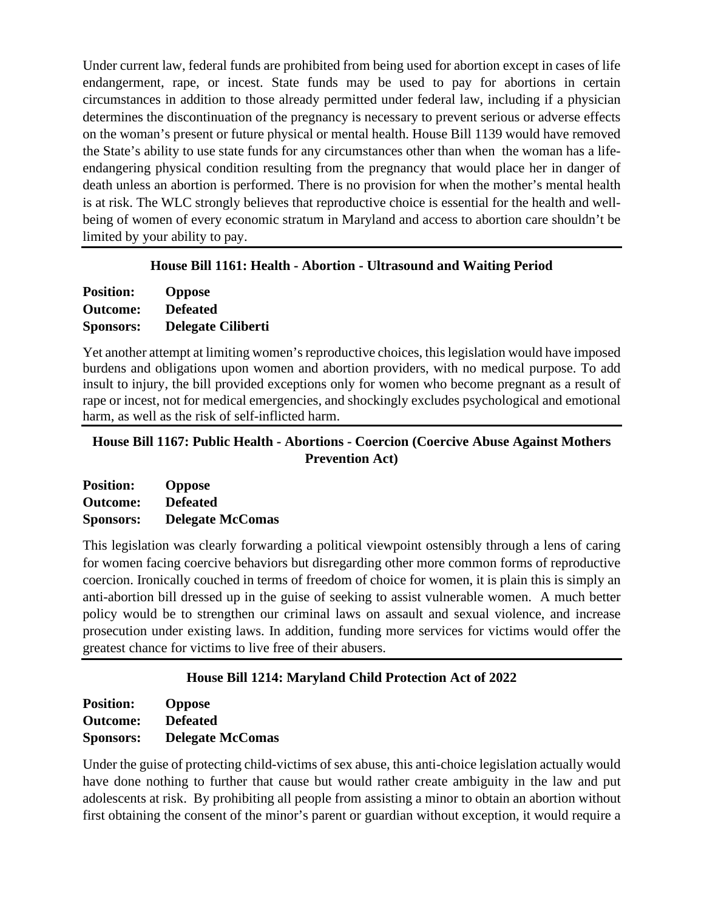Under current law, federal funds are prohibited from being used for abortion except in cases of life endangerment, rape, or incest. State funds may be used to pay for abortions in certain circumstances in addition to those already permitted under federal law, including if a physician determines the discontinuation of the pregnancy is necessary to prevent serious or adverse effects on the woman's present or future physical or mental health. House Bill 1139 would have removed the State's ability to use state funds for any circumstances other than when the woman has a life-endangering physical condition resulting from the pregnancy that would place her in danger of death unless an abortion is performed. There is no provision for when the mother's mental health is at risk. The WLC strongly believes that reproductive choice is essential for the health and well-being of women of every economic stratum in Maryland and access to abortion care shouldn't be limited by your ability to pay.

---

### House Bill 1161: Health - Abortion - Ultrasound and Waiting Period

**Position:** **Oppose**
**Outcome:** **Defeated**
**Sponsors:** **Delegate Ciliberti**

Yet another attempt at limiting women's reproductive choices, this legislation would have imposed burdens and obligations upon women and abortion providers, with no medical purpose. To add insult to injury, the bill provided exceptions only for women who become pregnant as a result of rape or incest, not for medical emergencies, and shockingly excludes psychological and emotional harm, as well as the risk of self-inflicted harm.

---

### House Bill 1167: Public Health - Abortions - Coercion (Coercive Abuse Against Mothers Prevention Act)

**Position:** **Oppose**
**Outcome:** **Defeated**
**Sponsors:** **Delegate McComas**

This legislation was clearly forwarding a political viewpoint ostensibly through a lens of caring for women facing coercive behaviors but disregarding other more common forms of reproductive coercion. Ironically couched in terms of freedom of choice for women, it is plain this is simply an anti-abortion bill dressed up in the guise of seeking to assist vulnerable women. A much better policy would be to strengthen our criminal laws on assault and sexual violence, and increase prosecution under existing laws. In addition, funding more services for victims would offer the greatest chance for victims to live free of their abusers.

---

### House Bill 1214: Maryland Child Protection Act of 2022

**Position:** **Oppose**
**Outcome:** **Defeated**
**Sponsors:** **Delegate McComas**

Under the guise of protecting child-victims of sex abuse, this anti-choice legislation actually would have done nothing to further that cause but would rather create ambiguity in the law and put adolescents at risk. By prohibiting all people from assisting a minor to obtain an abortion without first obtaining the consent of the minor's parent or guardian without exception, it would require a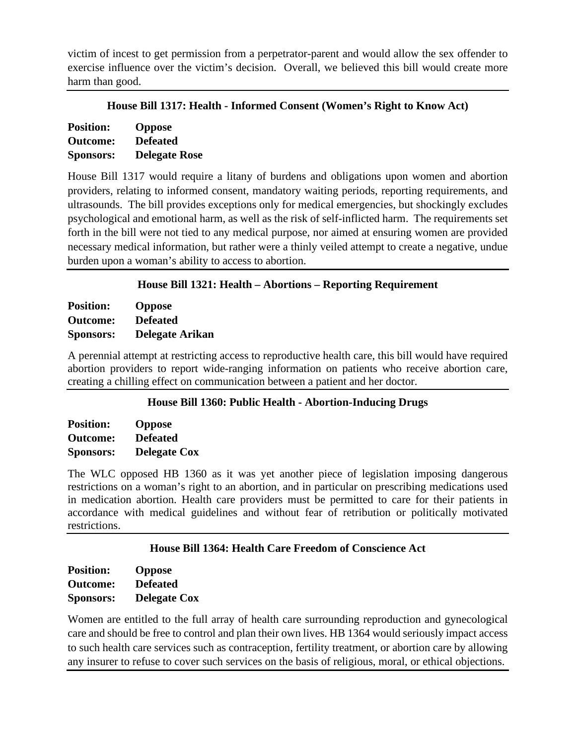victim of incest to get permission from a perpetrator-parent and would allow the sex offender to exercise influence over the victim's decision. Overall, we believed this bill would create more harm than good.

---

### House Bill 1317: Health - Informed Consent (Women's Right to Know Act)

**Position:** **Oppose**
**Outcome:** **Defeated**
**Sponsors:** **Delegate Rose**

House Bill 1317 would require a litany of burdens and obligations upon women and abortion providers, relating to informed consent, mandatory waiting periods, reporting requirements, and ultrasounds. The bill provides exceptions only for medical emergencies, but shockingly excludes psychological and emotional harm, as well as the risk of self-inflicted harm. The requirements set forth in the bill were not tied to any medical purpose, nor aimed at ensuring women are provided necessary medical information, but rather were a thinly veiled attempt to create a negative, undue burden upon a woman's ability to access to abortion.

---

### House Bill 1321: Health – Abortions – Reporting Requirement

**Position:** **Oppose**
**Outcome:** **Defeated**
**Sponsors:** **Delegate Arikan**

A perennial attempt at restricting access to reproductive health care, this bill would have required abortion providers to report wide-ranging information on patients who receive abortion care, creating a chilling effect on communication between a patient and her doctor.

---

### House Bill 1360: Public Health - Abortion-Inducing Drugs

**Position:** **Oppose**
**Outcome:** **Defeated**
**Sponsors:** **Delegate Cox**

The WLC opposed HB 1360 as it was yet another piece of legislation imposing dangerous restrictions on a woman's right to an abortion, and in particular on prescribing medications used in medication abortion. Health care providers must be permitted to care for their patients in accordance with medical guidelines and without fear of retribution or politically motivated restrictions.

---

### House Bill 1364: Health Care Freedom of Conscience Act

**Position:** **Oppose**
**Outcome:** **Defeated**
**Sponsors:** **Delegate Cox**

Women are entitled to the full array of health care surrounding reproduction and gynecological care and should be free to control and plan their own lives. HB 1364 would seriously impact access to such health care services such as contraception, fertility treatment, or abortion care by allowing any insurer to refuse to cover such services on the basis of religious, moral, or ethical objections.

---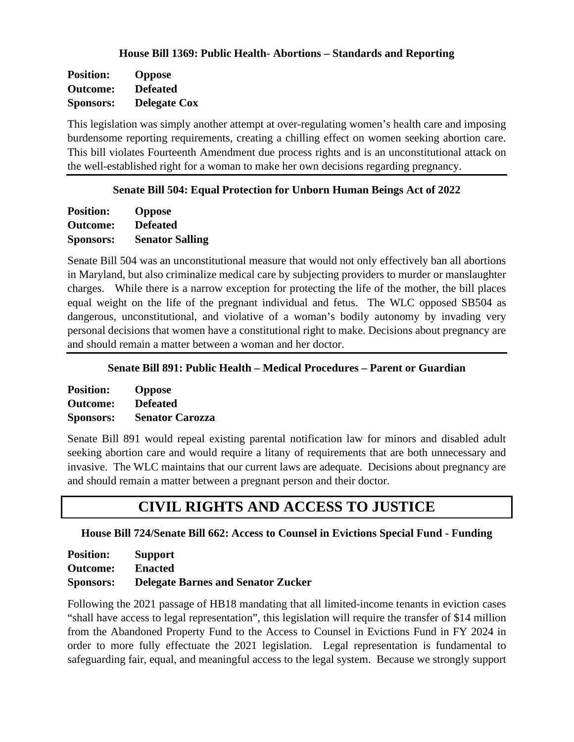### House Bill 1369: Public Health- Abortions – Standards and Reporting

**Position:** **Oppose**
**Outcome:** **Defeated**
**Sponsors:** **Delegate Cox**

This legislation was simply another attempt at over-regulating women's health care and imposing burdensome reporting requirements, creating a chilling effect on women seeking abortion care. This bill violates Fourteenth Amendment due process rights and is an unconstitutional attack on the well-established right for a woman to make her own decisions regarding pregnancy.

---

### Senate Bill 504: Equal Protection for Unborn Human Beings Act of 2022

**Position:** **Oppose**
**Outcome:** **Defeated**
**Sponsors:** **Senator Salling**

Senate Bill 504 was an unconstitutional measure that would not only effectively ban all abortions in Maryland, but also criminalize medical care by subjecting providers to murder or manslaughter charges. While there is a narrow exception for protecting the life of the mother, the bill places equal weight on the life of the pregnant individual and fetus. The WLC opposed SB504 as dangerous, unconstitutional, and violative of a woman's bodily autonomy by invading very personal decisions that women have a constitutional right to make. Decisions about pregnancy are and should remain a matter between a woman and her doctor.

---

### Senate Bill 891: Public Health – Medical Procedures – Parent or Guardian

**Position:** **Oppose**
**Outcome:** **Defeated**
**Sponsors:** **Senator Carozza**

Senate Bill 891 would repeal existing parental notification law for minors and disabled adult seeking abortion care and would require a litany of requirements that are both unnecessary and invasive. The WLC maintains that our current laws are adequate. Decisions about pregnancy are and should remain a matter between a pregnant person and their doctor.

## CIVIL RIGHTS AND ACCESS TO JUSTICE

### House Bill 724/Senate Bill 662: Access to Counsel in Evictions Special Fund - Funding

**Position:** **Support**
**Outcome:** **Enacted**
**Sponsors:** **Delegate Barnes and Senator Zucker**

Following the 2021 passage of HB18 mandating that all limited-income tenants in eviction cases "shall have access to legal representation", this legislation will require the transfer of $14 million from the Abandoned Property Fund to the Access to Counsel in Evictions Fund in FY 2024 in order to more fully effectuate the 2021 legislation. Legal representation is fundamental to safeguarding fair, equal, and meaningful access to the legal system. Because we strongly support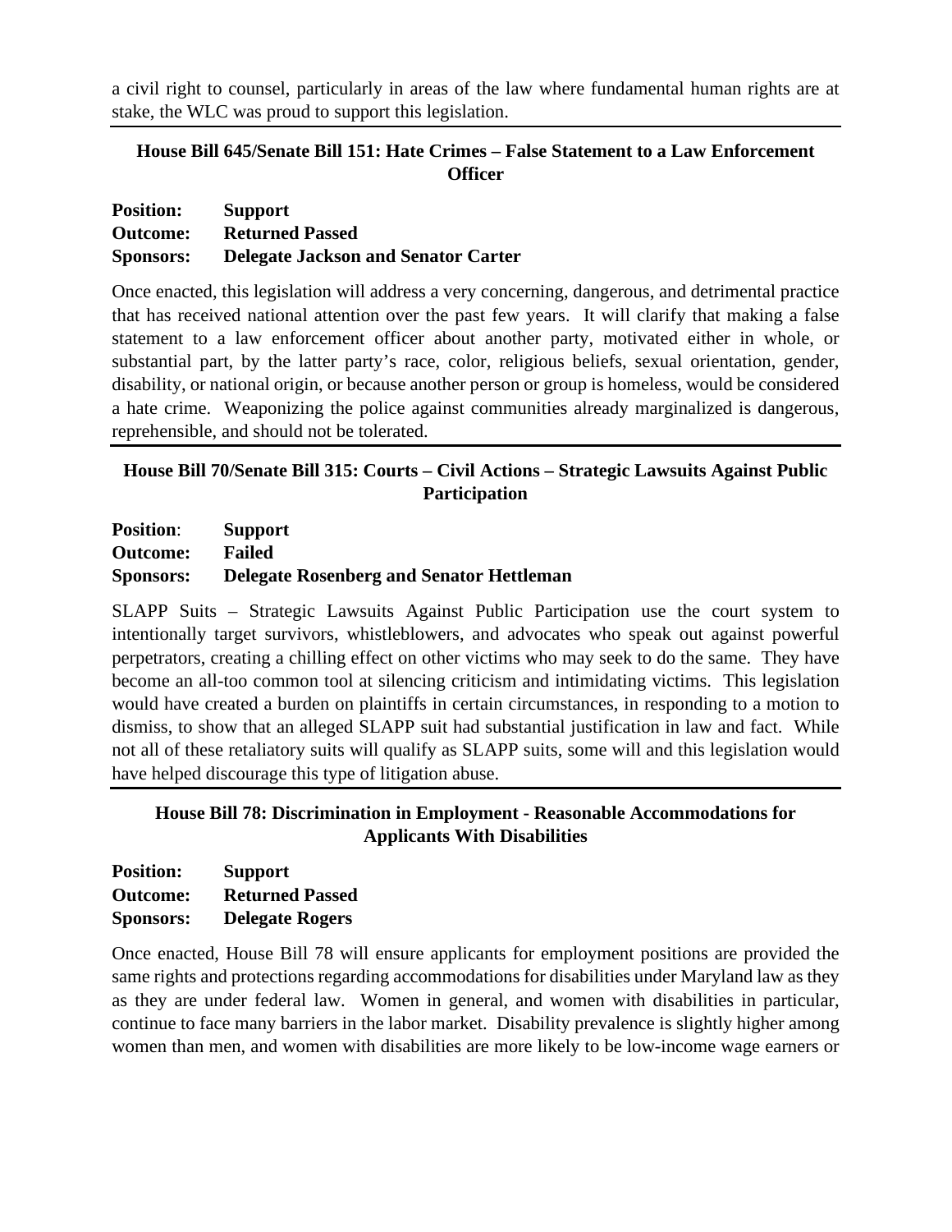a civil right to counsel, particularly in areas of the law where fundamental human rights are at stake, the WLC was proud to support this legislation.

---

### House Bill 645/Senate Bill 151: Hate Crimes – False Statement to a Law Enforcement Officer

**Position:** **Support**
**Outcome:** **Returned Passed**
**Sponsors:** **Delegate Jackson and Senator Carter**

Once enacted, this legislation will address a very concerning, dangerous, and detrimental practice that has received national attention over the past few years. It will clarify that making a false statement to a law enforcement officer about another party, motivated either in whole, or substantial part, by the latter party's race, color, religious beliefs, sexual orientation, gender, disability, or national origin, or because another person or group is homeless, would be considered a hate crime. Weaponizing the police against communities already marginalized is dangerous, reprehensible, and should not be tolerated.

---

### House Bill 70/Senate Bill 315: Courts – Civil Actions – Strategic Lawsuits Against Public Participation

**Position**: **Support**
**Outcome:** **Failed**
**Sponsors:** **Delegate Rosenberg and Senator Hettleman**

SLAPP Suits – Strategic Lawsuits Against Public Participation use the court system to intentionally target survivors, whistleblowers, and advocates who speak out against powerful perpetrators, creating a chilling effect on other victims who may seek to do the same. They have become an all-too common tool at silencing criticism and intimidating victims. This legislation would have created a burden on plaintiffs in certain circumstances, in responding to a motion to dismiss, to show that an alleged SLAPP suit had substantial justification in law and fact. While not all of these retaliatory suits will qualify as SLAPP suits, some will and this legislation would have helped discourage this type of litigation abuse.

---

### House Bill 78: Discrimination in Employment - Reasonable Accommodations for Applicants With Disabilities

**Position:** **Support**
**Outcome:** **Returned Passed**
**Sponsors:** **Delegate Rogers**

Once enacted, House Bill 78 will ensure applicants for employment positions are provided the same rights and protections regarding accommodations for disabilities under Maryland law as they as they are under federal law. Women in general, and women with disabilities in particular, continue to face many barriers in the labor market. Disability prevalence is slightly higher among women than men, and women with disabilities are more likely to be low-income wage earners or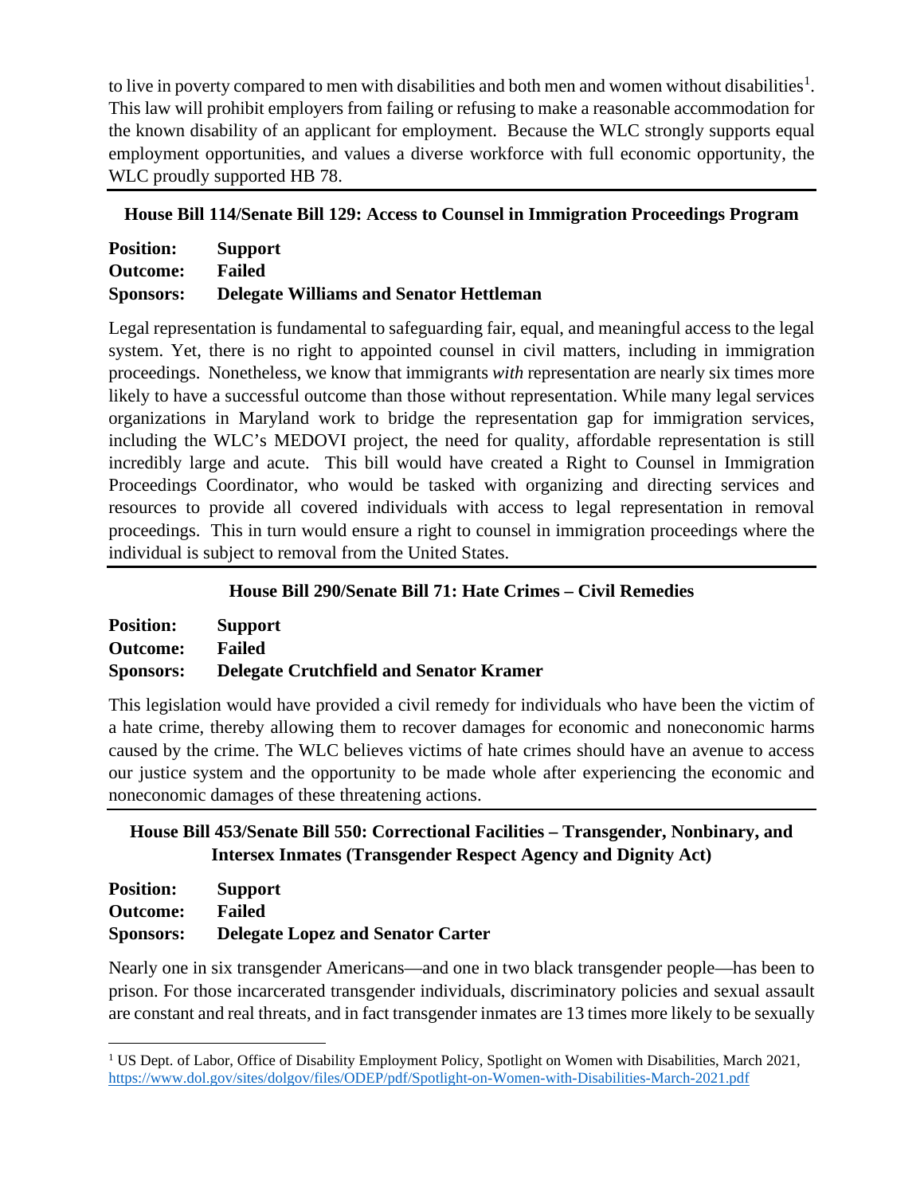to live in poverty compared to men with disabilities and both men and women without disabilities[1]. This law will prohibit employers from failing or refusing to make a reasonable accommodation for the known disability of an applicant for employment. Because the WLC strongly supports equal employment opportunities, and values a diverse workforce with full economic opportunity, the WLC proudly supported HB 78.

### House Bill 114/Senate Bill 129: Access to Counsel in Immigration Proceedings Program

**Position:** **Support**
**Outcome:** **Failed**
**Sponsors:** **Delegate Williams and Senator Hettleman**

Legal representation is fundamental to safeguarding fair, equal, and meaningful access to the legal system. Yet, there is no right to appointed counsel in civil matters, including in immigration proceedings. Nonetheless, we know that immigrants *with* representation are nearly six times more likely to have a successful outcome than those without representation. While many legal services organizations in Maryland work to bridge the representation gap for immigration services, including the WLC's MEDOVI project, the need for quality, affordable representation is still incredibly large and acute. This bill would have created a Right to Counsel in Immigration Proceedings Coordinator, who would be tasked with organizing and directing services and resources to provide all covered individuals with access to legal representation in removal proceedings. This in turn would ensure a right to counsel in immigration proceedings where the individual is subject to removal from the United States.

### House Bill 290/Senate Bill 71: Hate Crimes – Civil Remedies

**Position:** **Support**
**Outcome:** **Failed**
**Sponsors:** **Delegate Crutchfield and Senator Kramer**

This legislation would have provided a civil remedy for individuals who have been the victim of a hate crime, thereby allowing them to recover damages for economic and noneconomic harms caused by the crime. The WLC believes victims of hate crimes should have an avenue to access our justice system and the opportunity to be made whole after experiencing the economic and noneconomic damages of these threatening actions.

### House Bill 453/Senate Bill 550: Correctional Facilities – Transgender, Nonbinary, and Intersex Inmates (Transgender Respect Agency and Dignity Act)

**Position:** **Support**
**Outcome:** **Failed**
**Sponsors:** **Delegate Lopez and Senator Carter**

Nearly one in six transgender Americans—and one in two black transgender people—has been to prison. For those incarcerated transgender individuals, discriminatory policies and sexual assault are constant and real threats, and in fact transgender inmates are 13 times more likely to be sexually

---

[1] US Dept. of Labor, Office of Disability Employment Policy, Spotlight on Women with Disabilities, March 2021, https://www.dol.gov/sites/dolgov/files/ODEP/pdf/Spotlight-on-Women-with-Disabilities-March-2021.pdf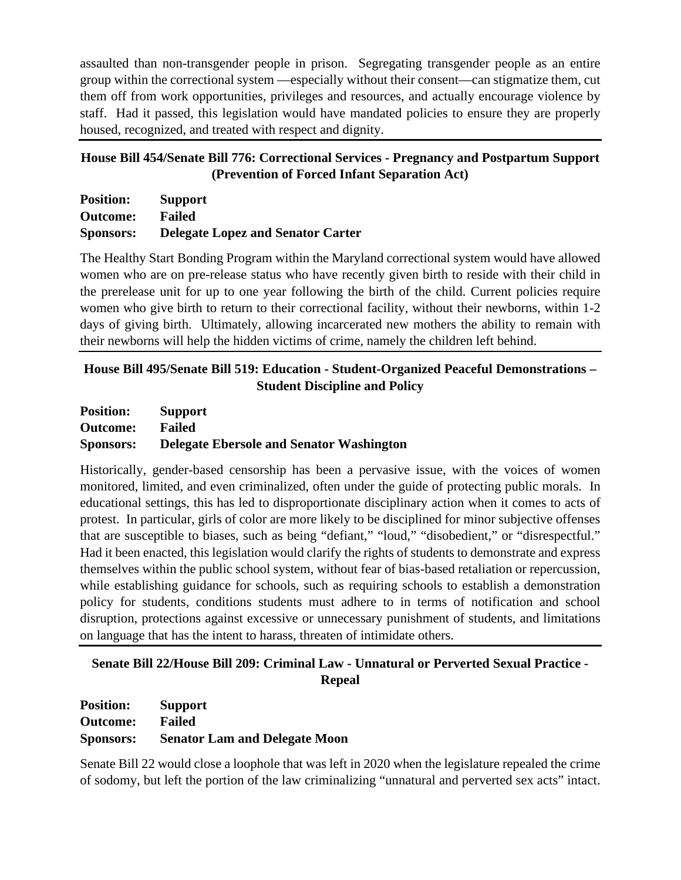assaulted than non-transgender people in prison. Segregating transgender people as an entire group within the correctional system —especially without their consent—can stigmatize them, cut them off from work opportunities, privileges and resources, and actually encourage violence by staff. Had it passed, this legislation would have mandated policies to ensure they are properly housed, recognized, and treated with respect and dignity.

---

### House Bill 454/Senate Bill 776: Correctional Services - Pregnancy and Postpartum Support (Prevention of Forced Infant Separation Act)

**Position:** **Support**
**Outcome:** **Failed**
**Sponsors:** **Delegate Lopez and Senator Carter**

The Healthy Start Bonding Program within the Maryland correctional system would have allowed women who are on pre-release status who have recently given birth to reside with their child in the prerelease unit for up to one year following the birth of the child. Current policies require women who give birth to return to their correctional facility, without their newborns, within 1-2 days of giving birth. Ultimately, allowing incarcerated new mothers the ability to remain with their newborns will help the hidden victims of crime, namely the children left behind.

---

### House Bill 495/Senate Bill 519: Education - Student-Organized Peaceful Demonstrations – Student Discipline and Policy

**Position:** **Support**
**Outcome:** **Failed**
**Sponsors:** **Delegate Ebersole and Senator Washington**

Historically, gender-based censorship has been a pervasive issue, with the voices of women monitored, limited, and even criminalized, often under the guide of protecting public morals. In educational settings, this has led to disproportionate disciplinary action when it comes to acts of protest. In particular, girls of color are more likely to be disciplined for minor subjective offenses that are susceptible to biases, such as being "defiant," "loud," "disobedient," or "disrespectful." Had it been enacted, this legislation would clarify the rights of students to demonstrate and express themselves within the public school system, without fear of bias-based retaliation or repercussion, while establishing guidance for schools, such as requiring schools to establish a demonstration policy for students, conditions students must adhere to in terms of notification and school disruption, protections against excessive or unnecessary punishment of students, and limitations on language that has the intent to harass, threaten of intimidate others.

---

### Senate Bill 22/House Bill 209: Criminal Law - Unnatural or Perverted Sexual Practice - Repeal

**Position:** **Support**
**Outcome:** **Failed**
**Sponsors:** **Senator Lam and Delegate Moon**

Senate Bill 22 would close a loophole that was left in 2020 when the legislature repealed the crime of sodomy, but left the portion of the law criminalizing "unnatural and perverted sex acts" intact.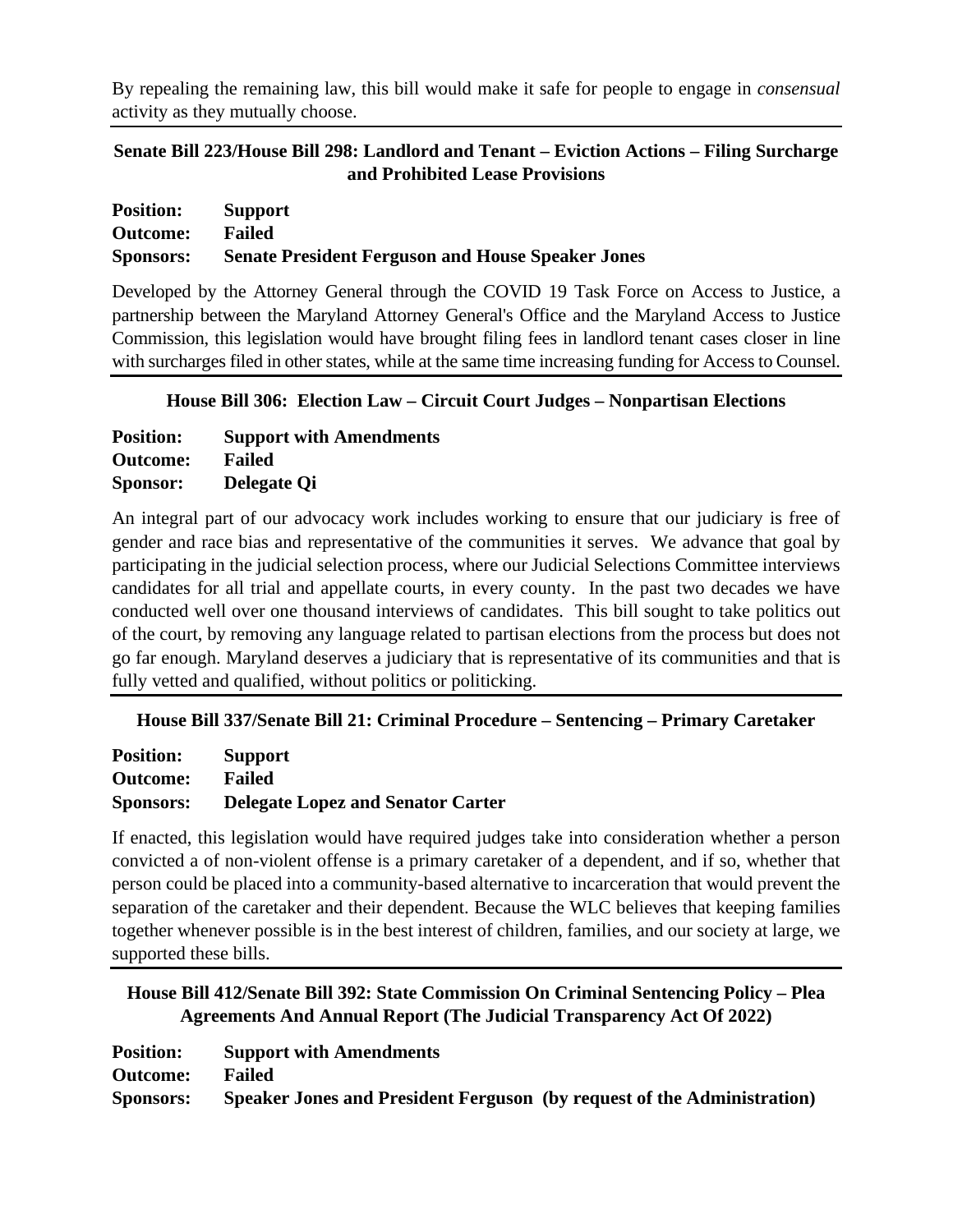By repealing the remaining law, this bill would make it safe for people to engage in *consensual* activity as they mutually choose.

---

### Senate Bill 223/House Bill 298: Landlord and Tenant – Eviction Actions – Filing Surcharge and Prohibited Lease Provisions

**Position:** **Support**
**Outcome:** **Failed**
**Sponsors:** **Senate President Ferguson and House Speaker Jones**

Developed by the Attorney General through the COVID 19 Task Force on Access to Justice, a partnership between the Maryland Attorney General's Office and the Maryland Access to Justice Commission, this legislation would have brought filing fees in landlord tenant cases closer in line with surcharges filed in other states, while at the same time increasing funding for Access to Counsel.

---

### House Bill 306: Election Law – Circuit Court Judges – Nonpartisan Elections

**Position:** **Support with Amendments**
**Outcome:** **Failed**
**Sponsor:** **Delegate Qi**

An integral part of our advocacy work includes working to ensure that our judiciary is free of gender and race bias and representative of the communities it serves. We advance that goal by participating in the judicial selection process, where our Judicial Selections Committee interviews candidates for all trial and appellate courts, in every county. In the past two decades we have conducted well over one thousand interviews of candidates. This bill sought to take politics out of the court, by removing any language related to partisan elections from the process but does not go far enough. Maryland deserves a judiciary that is representative of its communities and that is fully vetted and qualified, without politics or politicking.

---

### House Bill 337/Senate Bill 21: Criminal Procedure – Sentencing – Primary Caretaker

**Position:** **Support**
**Outcome:** **Failed**
**Sponsors:** **Delegate Lopez and Senator Carter**

If enacted, this legislation would have required judges take into consideration whether a person convicted a of non-violent offense is a primary caretaker of a dependent, and if so, whether that person could be placed into a community-based alternative to incarceration that would prevent the separation of the caretaker and their dependent. Because the WLC believes that keeping families together whenever possible is in the best interest of children, families, and our society at large, we supported these bills.

---

### House Bill 412/Senate Bill 392: State Commission On Criminal Sentencing Policy – Plea Agreements And Annual Report (The Judicial Transparency Act Of 2022)

**Position:** **Support with Amendments**
**Outcome:** **Failed**
**Sponsors:** **Speaker Jones and President Ferguson (by request of the Administration)**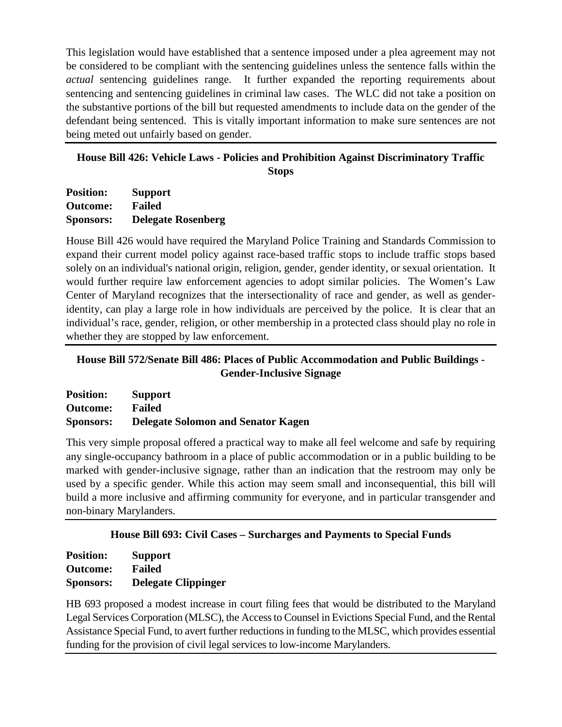This legislation would have established that a sentence imposed under a plea agreement may not be considered to be compliant with the sentencing guidelines unless the sentence falls within the *actual* sentencing guidelines range. It further expanded the reporting requirements about sentencing and sentencing guidelines in criminal law cases. The WLC did not take a position on the substantive portions of the bill but requested amendments to include data on the gender of the defendant being sentenced. This is vitally important information to make sure sentences are not being meted out unfairly based on gender.

---

### House Bill 426: Vehicle Laws - Policies and Prohibition Against Discriminatory Traffic Stops

**Position:** **Support**
**Outcome:** **Failed**
**Sponsors:** **Delegate Rosenberg**

House Bill 426 would have required the Maryland Police Training and Standards Commission to expand their current model policy against race-based traffic stops to include traffic stops based solely on an individual's national origin, religion, gender, gender identity, or sexual orientation. It would further require law enforcement agencies to adopt similar policies. The Women's Law Center of Maryland recognizes that the intersectionality of race and gender, as well as gender-identity, can play a large role in how individuals are perceived by the police. It is clear that an individual's race, gender, religion, or other membership in a protected class should play no role in whether they are stopped by law enforcement.

---

### House Bill 572/Senate Bill 486: Places of Public Accommodation and Public Buildings - Gender-Inclusive Signage

**Position:** **Support**
**Outcome:** **Failed**
**Sponsors:** **Delegate Solomon and Senator Kagen**

This very simple proposal offered a practical way to make all feel welcome and safe by requiring any single-occupancy bathroom in a place of public accommodation or in a public building to be marked with gender-inclusive signage, rather than an indication that the restroom may only be used by a specific gender. While this action may seem small and inconsequential, this bill will build a more inclusive and affirming community for everyone, and in particular transgender and non-binary Marylanders.

---

### House Bill 693: Civil Cases – Surcharges and Payments to Special Funds

**Position:** **Support**
**Outcome:** **Failed**
**Sponsors:** **Delegate Clippinger**

HB 693 proposed a modest increase in court filing fees that would be distributed to the Maryland Legal Services Corporation (MLSC), the Access to Counsel in Evictions Special Fund, and the Rental Assistance Special Fund, to avert further reductions in funding to the MLSC, which provides essential funding for the provision of civil legal services to low-income Marylanders.

---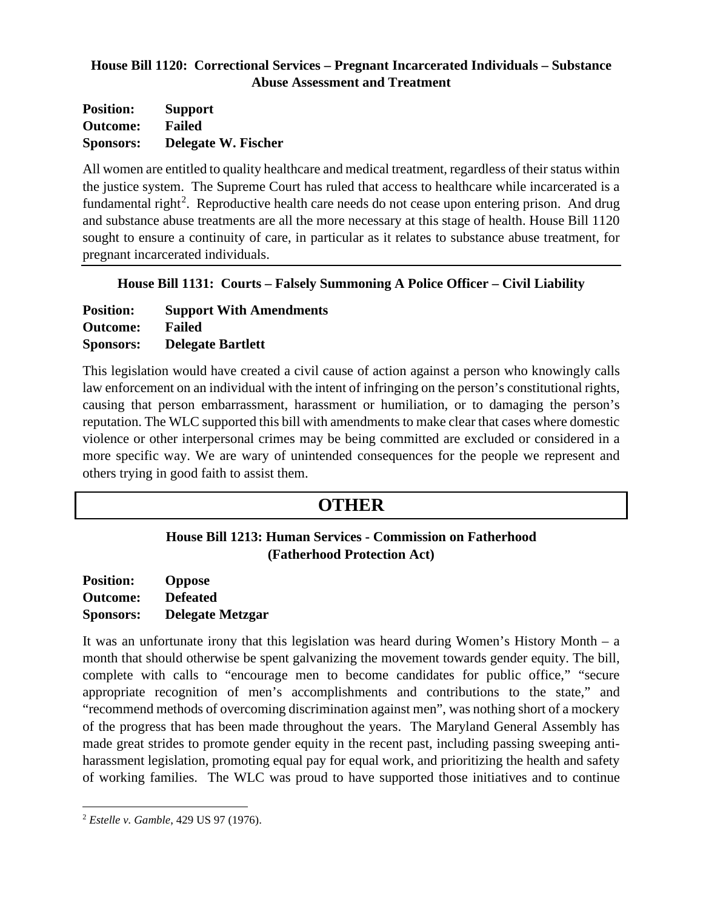### House Bill 1120: Correctional Services – Pregnant Incarcerated Individuals – Substance Abuse Assessment and Treatment

**Position:** Support
**Outcome:** Failed
**Sponsors:** Delegate W. Fischer

All women are entitled to quality healthcare and medical treatment, regardless of their status within the justice system. The Supreme Court has ruled that access to healthcare while incarcerated is a fundamental right[2]. Reproductive health care needs do not cease upon entering prison. And drug and substance abuse treatments are all the more necessary at this stage of health. House Bill 1120 sought to ensure a continuity of care, in particular as it relates to substance abuse treatment, for pregnant incarcerated individuals.

---

### House Bill 1131: Courts – Falsely Summoning A Police Officer – Civil Liability

**Position:** Support With Amendments
**Outcome:** Failed
**Sponsors:** Delegate Bartlett

This legislation would have created a civil cause of action against a person who knowingly calls law enforcement on an individual with the intent of infringing on the person's constitutional rights, causing that person embarrassment, harassment or humiliation, or to damaging the person's reputation. The WLC supported this bill with amendments to make clear that cases where domestic violence or other interpersonal crimes may be being committed are excluded or considered in a more specific way. We are wary of unintended consequences for the people we represent and others trying in good faith to assist them.

## OTHER

### House Bill 1213: Human Services - Commission on Fatherhood (Fatherhood Protection Act)

**Position:** Oppose
**Outcome:** Defeated
**Sponsors:** Delegate Metzgar

It was an unfortunate irony that this legislation was heard during Women's History Month – a month that should otherwise be spent galvanizing the movement towards gender equity. The bill, complete with calls to "encourage men to become candidates for public office," "secure appropriate recognition of men's accomplishments and contributions to the state," and "recommend methods of overcoming discrimination against men", was nothing short of a mockery of the progress that has been made throughout the years. The Maryland General Assembly has made great strides to promote gender equity in the recent past, including passing sweeping anti-harassment legislation, promoting equal pay for equal work, and prioritizing the health and safety of working families. The WLC was proud to have supported those initiatives and to continue

[2] *Estelle v. Gamble*, 429 US 97 (1976).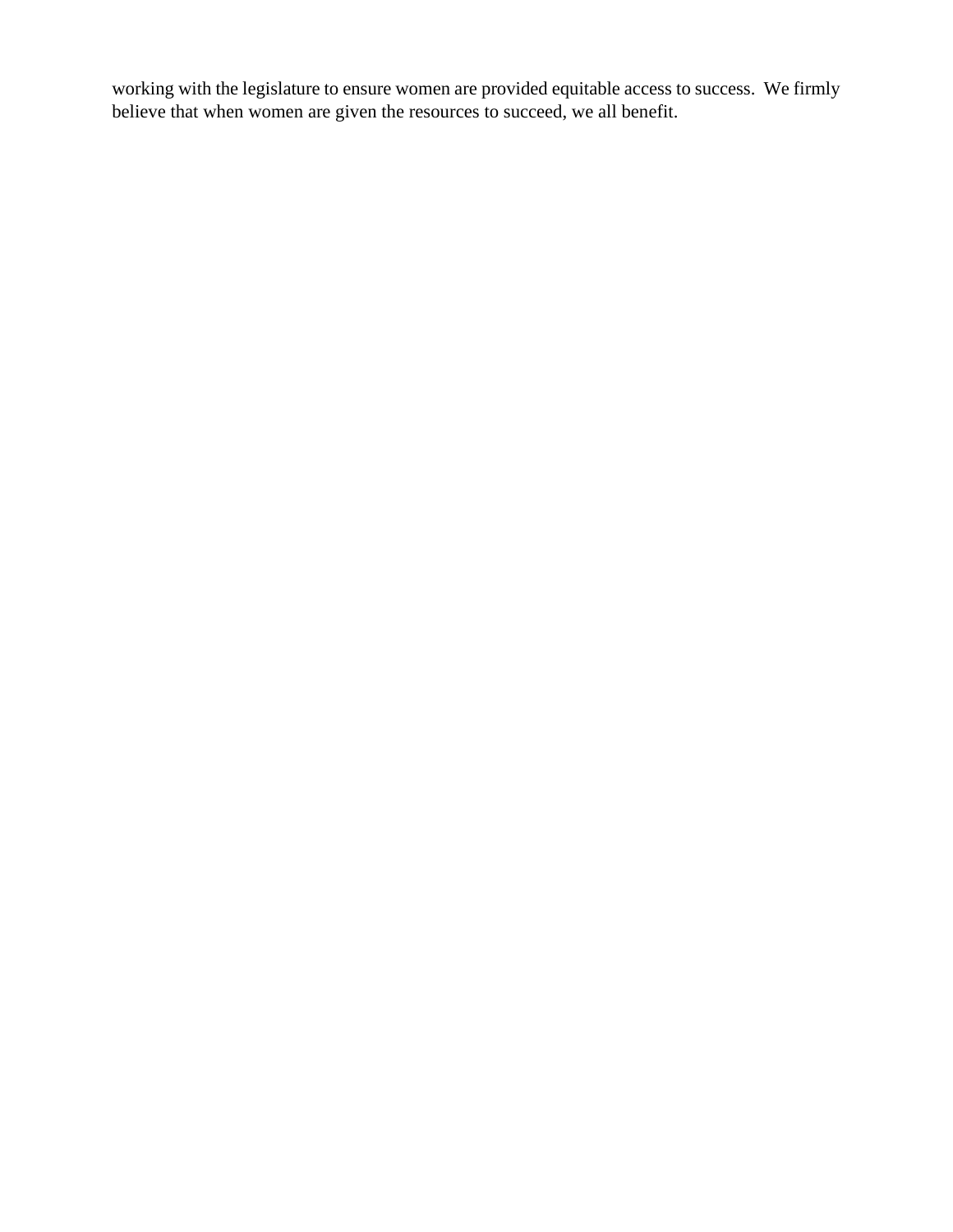working with the legislature to ensure women are provided equitable access to success. We firmly believe that when women are given the resources to succeed, we all benefit.